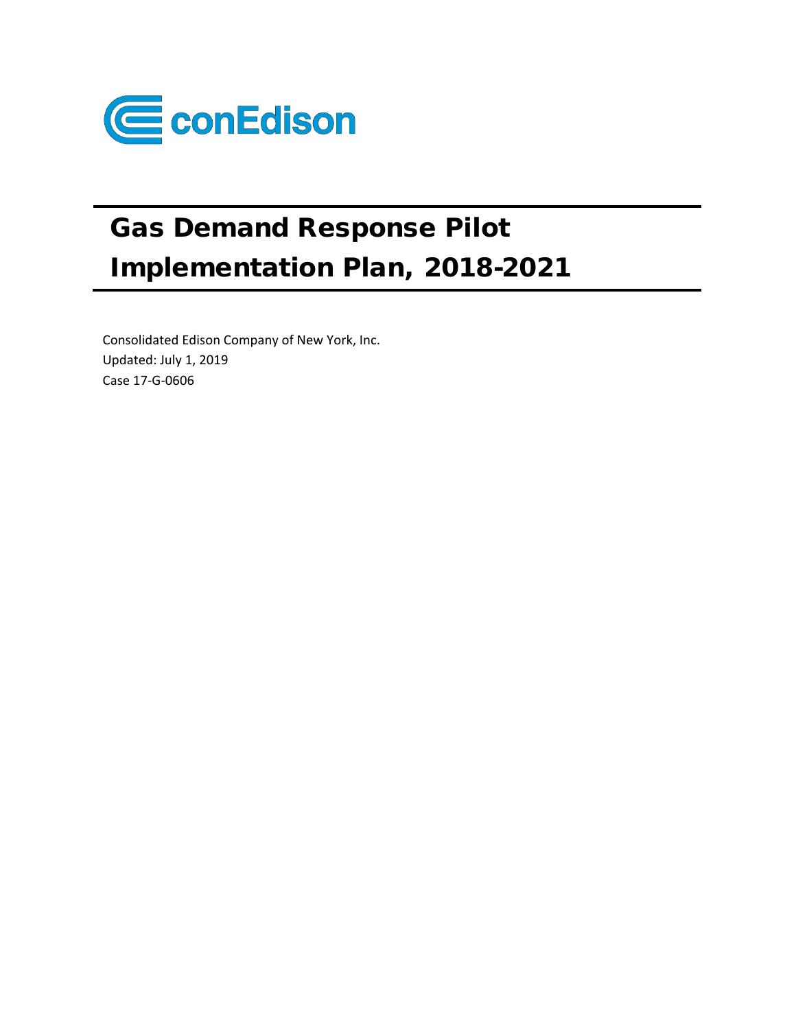conEdison

# Gas Demand Response Pilot Implementation Plan, 2018-2021

Consolidated Edison Company of New York, Inc.
Updated: July 1, 2019
Case 17-G-0606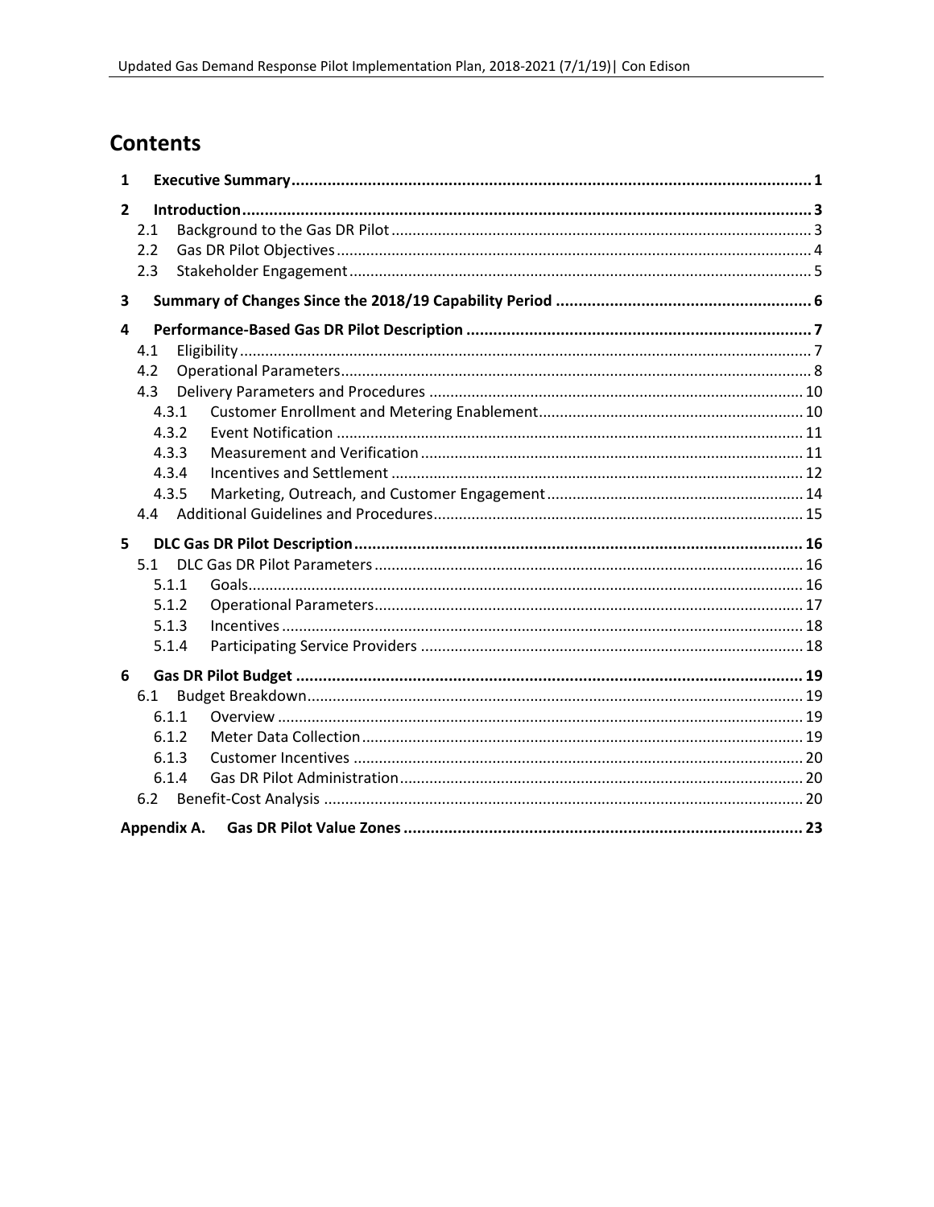# Contents

**1 Executive Summary** .......... **1**

**2 Introduction** .......... **3**

- 2.1 Background to the Gas DR Pilot .......... 3
- 2.2 Gas DR Pilot Objectives .......... 4
- 2.3 Stakeholder Engagement .......... 5

**3 Summary of Changes Since the 2018/19 Capability Period** .......... **6**

**4 Performance-Based Gas DR Pilot Description** .......... **7**

- 4.1 Eligibility .......... 7
- 4.2 Operational Parameters .......... 8
- 4.3 Delivery Parameters and Procedures .......... 10
  - 4.3.1 Customer Enrollment and Metering Enablement .......... 10
  - 4.3.2 Event Notification .......... 11
  - 4.3.3 Measurement and Verification .......... 11
  - 4.3.4 Incentives and Settlement .......... 12
  - 4.3.5 Marketing, Outreach, and Customer Engagement .......... 14
- 4.4 Additional Guidelines and Procedures .......... 15

**5 DLC Gas DR Pilot Description** .......... **16**

- 5.1 DLC Gas DR Pilot Parameters .......... 16
  - 5.1.1 Goals .......... 16
  - 5.1.2 Operational Parameters .......... 17
  - 5.1.3 Incentives .......... 18
  - 5.1.4 Participating Service Providers .......... 18

**6 Gas DR Pilot Budget** .......... **19**

- 6.1 Budget Breakdown .......... 19
  - 6.1.1 Overview .......... 19
  - 6.1.2 Meter Data Collection .......... 19
  - 6.1.3 Customer Incentives .......... 20
  - 6.1.4 Gas DR Pilot Administration .......... 20
- 6.2 Benefit-Cost Analysis .......... 20

**Appendix A. Gas DR Pilot Value Zones** .......... **23**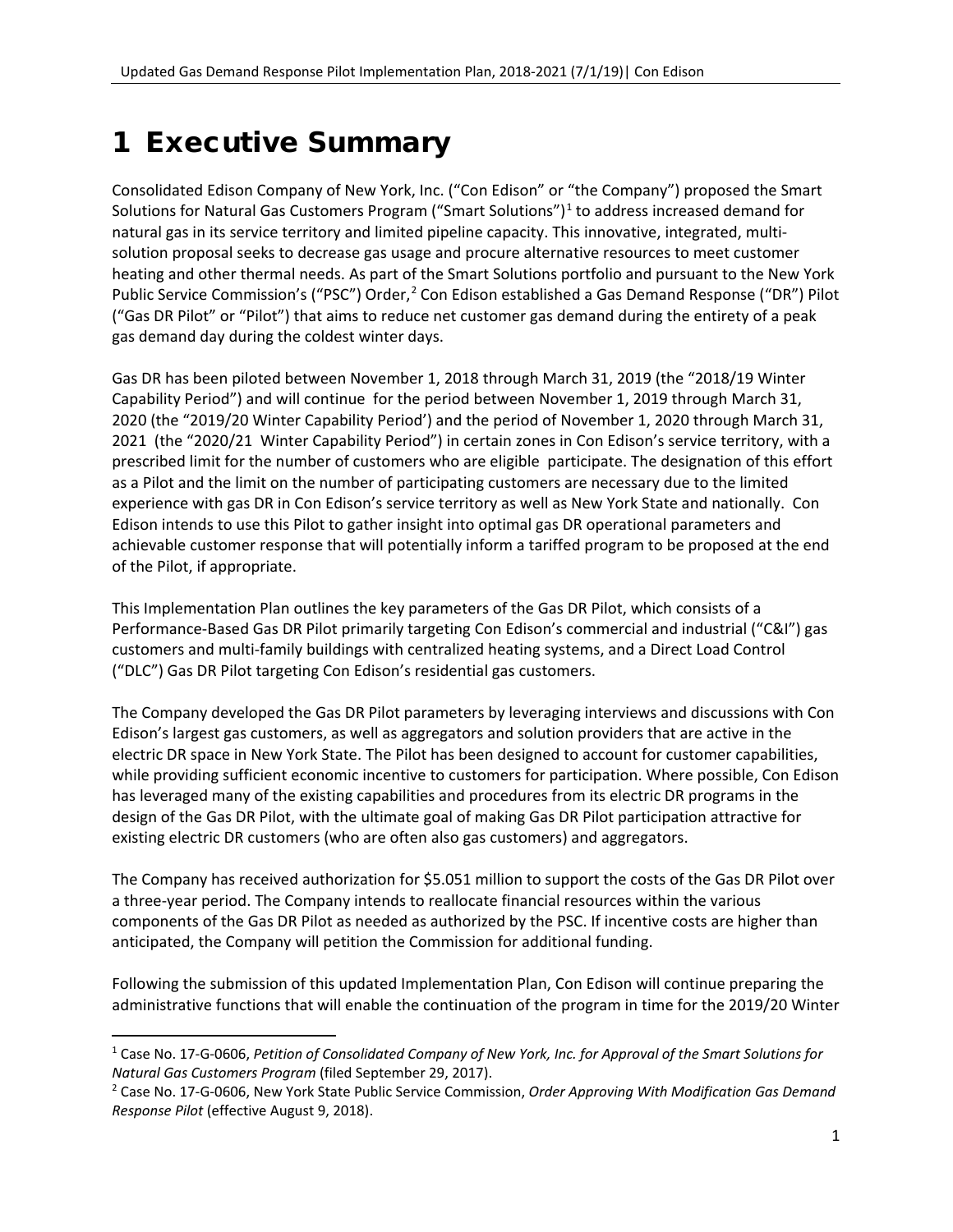# 1 Executive Summary

Consolidated Edison Company of New York, Inc. ("Con Edison" or "the Company") proposed the Smart Solutions for Natural Gas Customers Program ("Smart Solutions")[1] to address increased demand for natural gas in its service territory and limited pipeline capacity. This innovative, integrated, multi-solution proposal seeks to decrease gas usage and procure alternative resources to meet customer heating and other thermal needs. As part of the Smart Solutions portfolio and pursuant to the New York Public Service Commission's ("PSC") Order,[2] Con Edison established a Gas Demand Response ("DR") Pilot ("Gas DR Pilot" or "Pilot") that aims to reduce net customer gas demand during the entirety of a peak gas demand day during the coldest winter days.

Gas DR has been piloted between November 1, 2018 through March 31, 2019 (the "2018/19 Winter Capability Period") and will continue for the period between November 1, 2019 through March 31, 2020 (the "2019/20 Winter Capability Period') and the period of November 1, 2020 through March 31, 2021 (the "2020/21 Winter Capability Period") in certain zones in Con Edison's service territory, with a prescribed limit for the number of customers who are eligible participate. The designation of this effort as a Pilot and the limit on the number of participating customers are necessary due to the limited experience with gas DR in Con Edison's service territory as well as New York State and nationally. Con Edison intends to use this Pilot to gather insight into optimal gas DR operational parameters and achievable customer response that will potentially inform a tariffed program to be proposed at the end of the Pilot, if appropriate.

This Implementation Plan outlines the key parameters of the Gas DR Pilot, which consists of a Performance-Based Gas DR Pilot primarily targeting Con Edison's commercial and industrial ("C&I") gas customers and multi-family buildings with centralized heating systems, and a Direct Load Control ("DLC") Gas DR Pilot targeting Con Edison's residential gas customers.

The Company developed the Gas DR Pilot parameters by leveraging interviews and discussions with Con Edison's largest gas customers, as well as aggregators and solution providers that are active in the electric DR space in New York State. The Pilot has been designed to account for customer capabilities, while providing sufficient economic incentive to customers for participation. Where possible, Con Edison has leveraged many of the existing capabilities and procedures from its electric DR programs in the design of the Gas DR Pilot, with the ultimate goal of making Gas DR Pilot participation attractive for existing electric DR customers (who are often also gas customers) and aggregators.

The Company has received authorization for $5.051 million to support the costs of the Gas DR Pilot over a three-year period. The Company intends to reallocate financial resources within the various components of the Gas DR Pilot as needed as authorized by the PSC. If incentive costs are higher than anticipated, the Company will petition the Commission for additional funding.

Following the submission of this updated Implementation Plan, Con Edison will continue preparing the administrative functions that will enable the continuation of the program in time for the 2019/20 Winter

---

[1] Case No. 17-G-0606, *Petition of Consolidated Company of New York, Inc. for Approval of the Smart Solutions for Natural Gas Customers Program* (filed September 29, 2017).

[2] Case No. 17-G-0606, New York State Public Service Commission, *Order Approving With Modification Gas Demand Response Pilot* (effective August 9, 2018).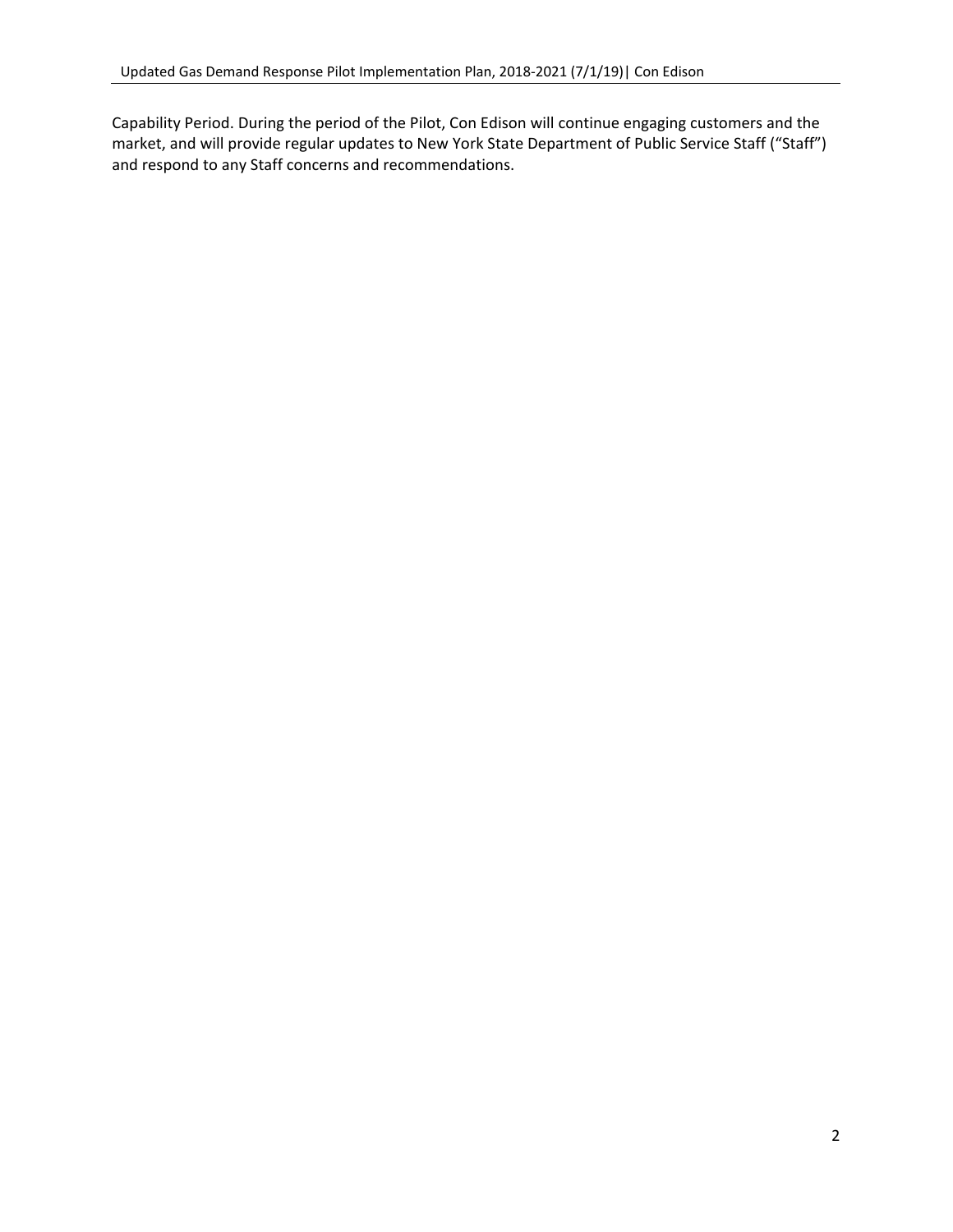Capability Period. During the period of the Pilot, Con Edison will continue engaging customers and the market, and will provide regular updates to New York State Department of Public Service Staff ("Staff") and respond to any Staff concerns and recommendations.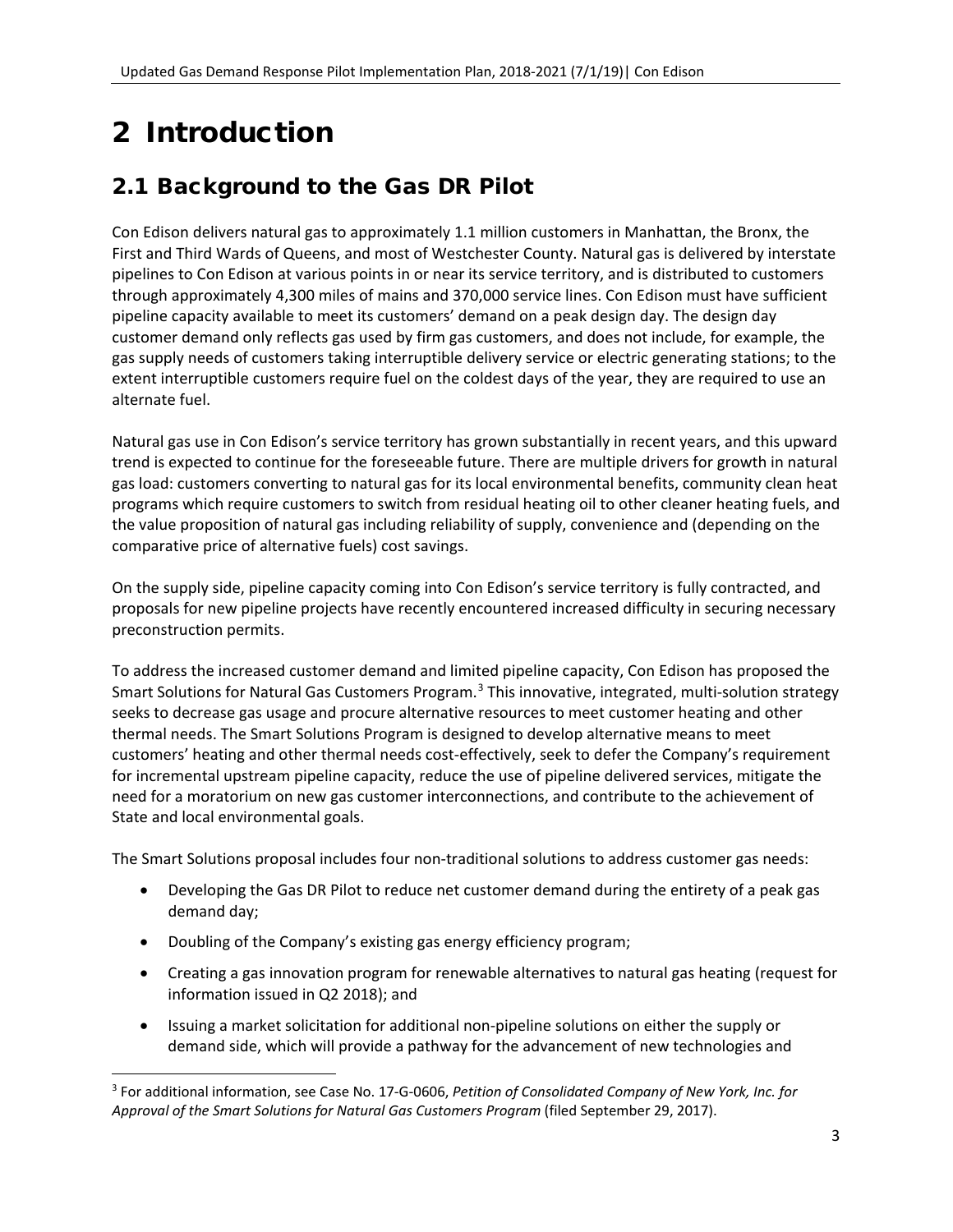# 2 Introduction

## 2.1 Background to the Gas DR Pilot

Con Edison delivers natural gas to approximately 1.1 million customers in Manhattan, the Bronx, the First and Third Wards of Queens, and most of Westchester County. Natural gas is delivered by interstate pipelines to Con Edison at various points in or near its service territory, and is distributed to customers through approximately 4,300 miles of mains and 370,000 service lines. Con Edison must have sufficient pipeline capacity available to meet its customers' demand on a peak design day. The design day customer demand only reflects gas used by firm gas customers, and does not include, for example, the gas supply needs of customers taking interruptible delivery service or electric generating stations; to the extent interruptible customers require fuel on the coldest days of the year, they are required to use an alternate fuel.

Natural gas use in Con Edison's service territory has grown substantially in recent years, and this upward trend is expected to continue for the foreseeable future. There are multiple drivers for growth in natural gas load: customers converting to natural gas for its local environmental benefits, community clean heat programs which require customers to switch from residual heating oil to other cleaner heating fuels, and the value proposition of natural gas including reliability of supply, convenience and (depending on the comparative price of alternative fuels) cost savings.

On the supply side, pipeline capacity coming into Con Edison's service territory is fully contracted, and proposals for new pipeline projects have recently encountered increased difficulty in securing necessary preconstruction permits.

To address the increased customer demand and limited pipeline capacity, Con Edison has proposed the Smart Solutions for Natural Gas Customers Program.[3] This innovative, integrated, multi-solution strategy seeks to decrease gas usage and procure alternative resources to meet customer heating and other thermal needs. The Smart Solutions Program is designed to develop alternative means to meet customers' heating and other thermal needs cost-effectively, seek to defer the Company's requirement for incremental upstream pipeline capacity, reduce the use of pipeline delivered services, mitigate the need for a moratorium on new gas customer interconnections, and contribute to the achievement of State and local environmental goals.

The Smart Solutions proposal includes four non-traditional solutions to address customer gas needs:

- Developing the Gas DR Pilot to reduce net customer demand during the entirety of a peak gas demand day;
- Doubling of the Company's existing gas energy efficiency program;
- Creating a gas innovation program for renewable alternatives to natural gas heating (request for information issued in Q2 2018); and
- Issuing a market solicitation for additional non-pipeline solutions on either the supply or demand side, which will provide a pathway for the advancement of new technologies and

[3] For additional information, see Case No. 17-G-0606, *Petition of Consolidated Company of New York, Inc. for Approval of the Smart Solutions for Natural Gas Customers Program* (filed September 29, 2017).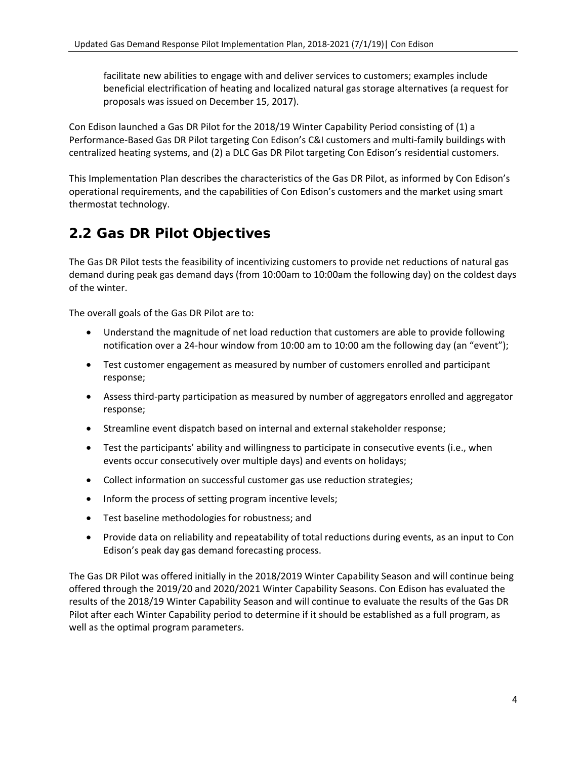facilitate new abilities to engage with and deliver services to customers; examples include beneficial electrification of heating and localized natural gas storage alternatives (a request for proposals was issued on December 15, 2017).

Con Edison launched a Gas DR Pilot for the 2018/19 Winter Capability Period consisting of (1) a Performance-Based Gas DR Pilot targeting Con Edison's C&I customers and multi-family buildings with centralized heating systems, and (2) a DLC Gas DR Pilot targeting Con Edison's residential customers.

This Implementation Plan describes the characteristics of the Gas DR Pilot, as informed by Con Edison's operational requirements, and the capabilities of Con Edison's customers and the market using smart thermostat technology.

## 2.2 Gas DR Pilot Objectives

The Gas DR Pilot tests the feasibility of incentivizing customers to provide net reductions of natural gas demand during peak gas demand days (from 10:00am to 10:00am the following day) on the coldest days of the winter.

The overall goals of the Gas DR Pilot are to:

- Understand the magnitude of net load reduction that customers are able to provide following notification over a 24-hour window from 10:00 am to 10:00 am the following day (an "event");
- Test customer engagement as measured by number of customers enrolled and participant response;
- Assess third-party participation as measured by number of aggregators enrolled and aggregator response;
- Streamline event dispatch based on internal and external stakeholder response;
- Test the participants' ability and willingness to participate in consecutive events (i.e., when events occur consecutively over multiple days) and events on holidays;
- Collect information on successful customer gas use reduction strategies;
- Inform the process of setting program incentive levels;
- Test baseline methodologies for robustness; and
- Provide data on reliability and repeatability of total reductions during events, as an input to Con Edison's peak day gas demand forecasting process.

The Gas DR Pilot was offered initially in the 2018/2019 Winter Capability Season and will continue being offered through the 2019/20 and 2020/2021 Winter Capability Seasons. Con Edison has evaluated the results of the 2018/19 Winter Capability Season and will continue to evaluate the results of the Gas DR Pilot after each Winter Capability period to determine if it should be established as a full program, as well as the optimal program parameters.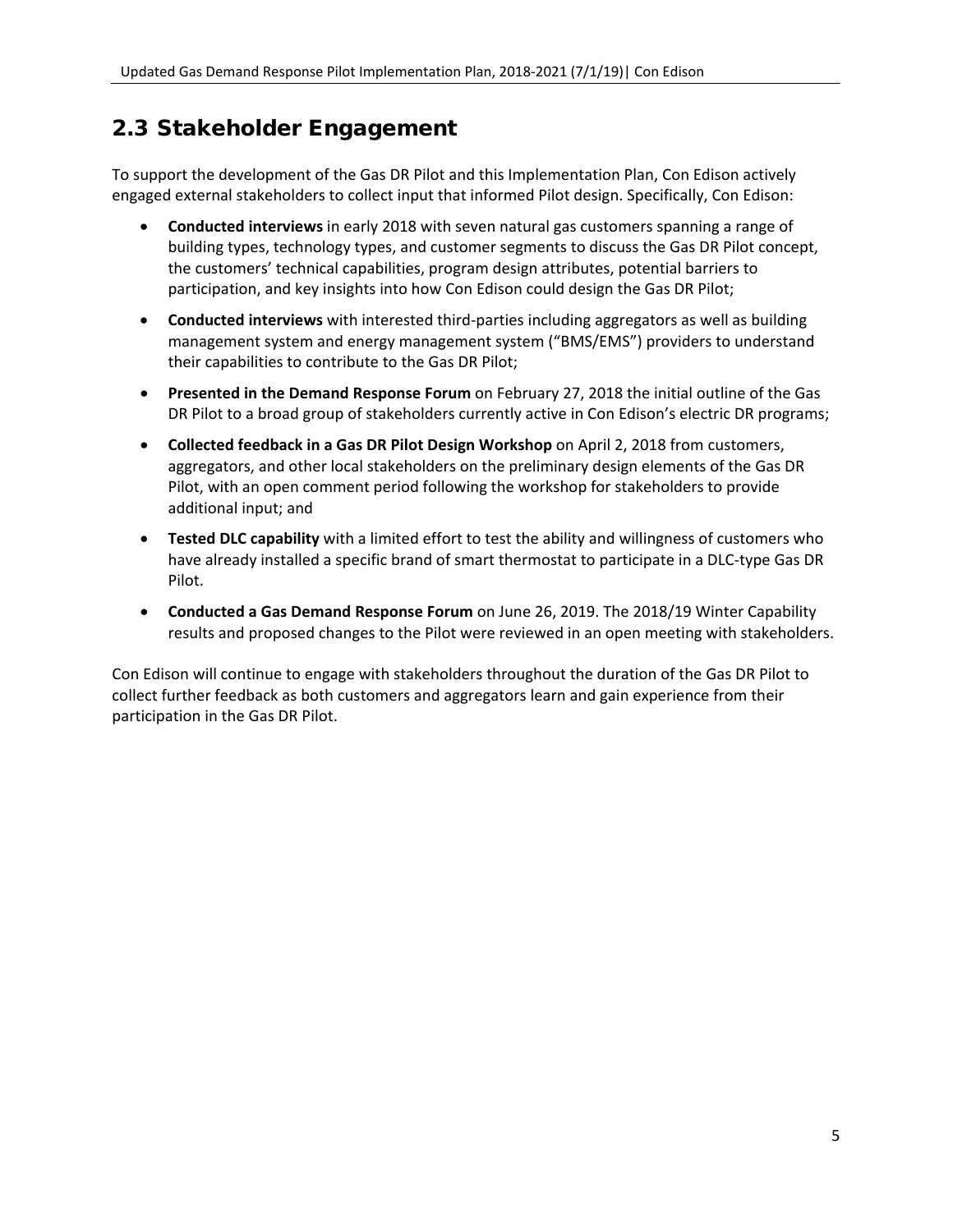## 2.3 Stakeholder Engagement

To support the development of the Gas DR Pilot and this Implementation Plan, Con Edison actively engaged external stakeholders to collect input that informed Pilot design. Specifically, Con Edison:

- **Conducted interviews** in early 2018 with seven natural gas customers spanning a range of building types, technology types, and customer segments to discuss the Gas DR Pilot concept, the customers' technical capabilities, program design attributes, potential barriers to participation, and key insights into how Con Edison could design the Gas DR Pilot;
- **Conducted interviews** with interested third-parties including aggregators as well as building management system and energy management system ("BMS/EMS") providers to understand their capabilities to contribute to the Gas DR Pilot;
- **Presented in the Demand Response Forum** on February 27, 2018 the initial outline of the Gas DR Pilot to a broad group of stakeholders currently active in Con Edison's electric DR programs;
- **Collected feedback in a Gas DR Pilot Design Workshop** on April 2, 2018 from customers, aggregators, and other local stakeholders on the preliminary design elements of the Gas DR Pilot, with an open comment period following the workshop for stakeholders to provide additional input; and
- **Tested DLC capability** with a limited effort to test the ability and willingness of customers who have already installed a specific brand of smart thermostat to participate in a DLC-type Gas DR Pilot.
- **Conducted a Gas Demand Response Forum** on June 26, 2019. The 2018/19 Winter Capability results and proposed changes to the Pilot were reviewed in an open meeting with stakeholders.

Con Edison will continue to engage with stakeholders throughout the duration of the Gas DR Pilot to collect further feedback as both customers and aggregators learn and gain experience from their participation in the Gas DR Pilot.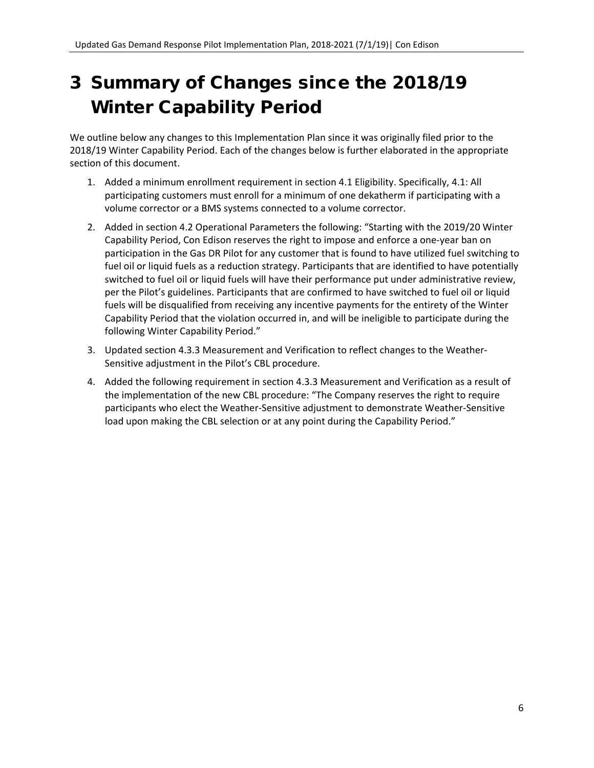# 3 Summary of Changes since the 2018/19 Winter Capability Period

We outline below any changes to this Implementation Plan since it was originally filed prior to the 2018/19 Winter Capability Period. Each of the changes below is further elaborated in the appropriate section of this document.

1. Added a minimum enrollment requirement in section 4.1 Eligibility. Specifically, 4.1: All participating customers must enroll for a minimum of one dekatherm if participating with a volume corrector or a BMS systems connected to a volume corrector.
2. Added in section 4.2 Operational Parameters the following: "Starting with the 2019/20 Winter Capability Period, Con Edison reserves the right to impose and enforce a one-year ban on participation in the Gas DR Pilot for any customer that is found to have utilized fuel switching to fuel oil or liquid fuels as a reduction strategy. Participants that are identified to have potentially switched to fuel oil or liquid fuels will have their performance put under administrative review, per the Pilot's guidelines. Participants that are confirmed to have switched to fuel oil or liquid fuels will be disqualified from receiving any incentive payments for the entirety of the Winter Capability Period that the violation occurred in, and will be ineligible to participate during the following Winter Capability Period."
3. Updated section 4.3.3 Measurement and Verification to reflect changes to the Weather-Sensitive adjustment in the Pilot's CBL procedure.
4. Added the following requirement in section 4.3.3 Measurement and Verification as a result of the implementation of the new CBL procedure: "The Company reserves the right to require participants who elect the Weather-Sensitive adjustment to demonstrate Weather-Sensitive load upon making the CBL selection or at any point during the Capability Period."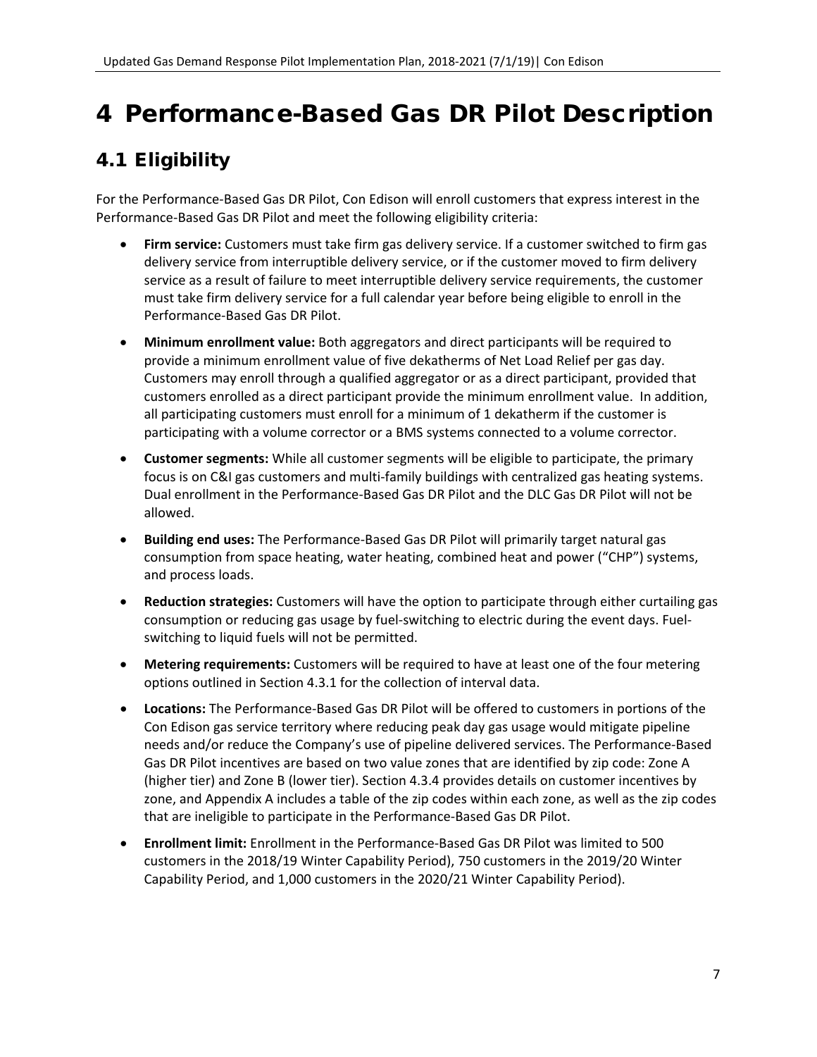# 4 Performance-Based Gas DR Pilot Description

## 4.1 Eligibility

For the Performance-Based Gas DR Pilot, Con Edison will enroll customers that express interest in the Performance-Based Gas DR Pilot and meet the following eligibility criteria:

- **Firm service:** Customers must take firm gas delivery service. If a customer switched to firm gas delivery service from interruptible delivery service, or if the customer moved to firm delivery service as a result of failure to meet interruptible delivery service requirements, the customer must take firm delivery service for a full calendar year before being eligible to enroll in the Performance-Based Gas DR Pilot.
- **Minimum enrollment value:** Both aggregators and direct participants will be required to provide a minimum enrollment value of five dekatherms of Net Load Relief per gas day. Customers may enroll through a qualified aggregator or as a direct participant, provided that customers enrolled as a direct participant provide the minimum enrollment value. In addition, all participating customers must enroll for a minimum of 1 dekatherm if the customer is participating with a volume corrector or a BMS systems connected to a volume corrector.
- **Customer segments:** While all customer segments will be eligible to participate, the primary focus is on C&I gas customers and multi-family buildings with centralized gas heating systems. Dual enrollment in the Performance-Based Gas DR Pilot and the DLC Gas DR Pilot will not be allowed.
- **Building end uses:** The Performance-Based Gas DR Pilot will primarily target natural gas consumption from space heating, water heating, combined heat and power ("CHP") systems, and process loads.
- **Reduction strategies:** Customers will have the option to participate through either curtailing gas consumption or reducing gas usage by fuel-switching to electric during the event days. Fuel-switching to liquid fuels will not be permitted.
- **Metering requirements:** Customers will be required to have at least one of the four metering options outlined in Section 4.3.1 for the collection of interval data.
- **Locations:** The Performance-Based Gas DR Pilot will be offered to customers in portions of the Con Edison gas service territory where reducing peak day gas usage would mitigate pipeline needs and/or reduce the Company's use of pipeline delivered services. The Performance-Based Gas DR Pilot incentives are based on two value zones that are identified by zip code: Zone A (higher tier) and Zone B (lower tier). Section 4.3.4 provides details on customer incentives by zone, and Appendix A includes a table of the zip codes within each zone, as well as the zip codes that are ineligible to participate in the Performance-Based Gas DR Pilot.
- **Enrollment limit:** Enrollment in the Performance-Based Gas DR Pilot was limited to 500 customers in the 2018/19 Winter Capability Period), 750 customers in the 2019/20 Winter Capability Period, and 1,000 customers in the 2020/21 Winter Capability Period).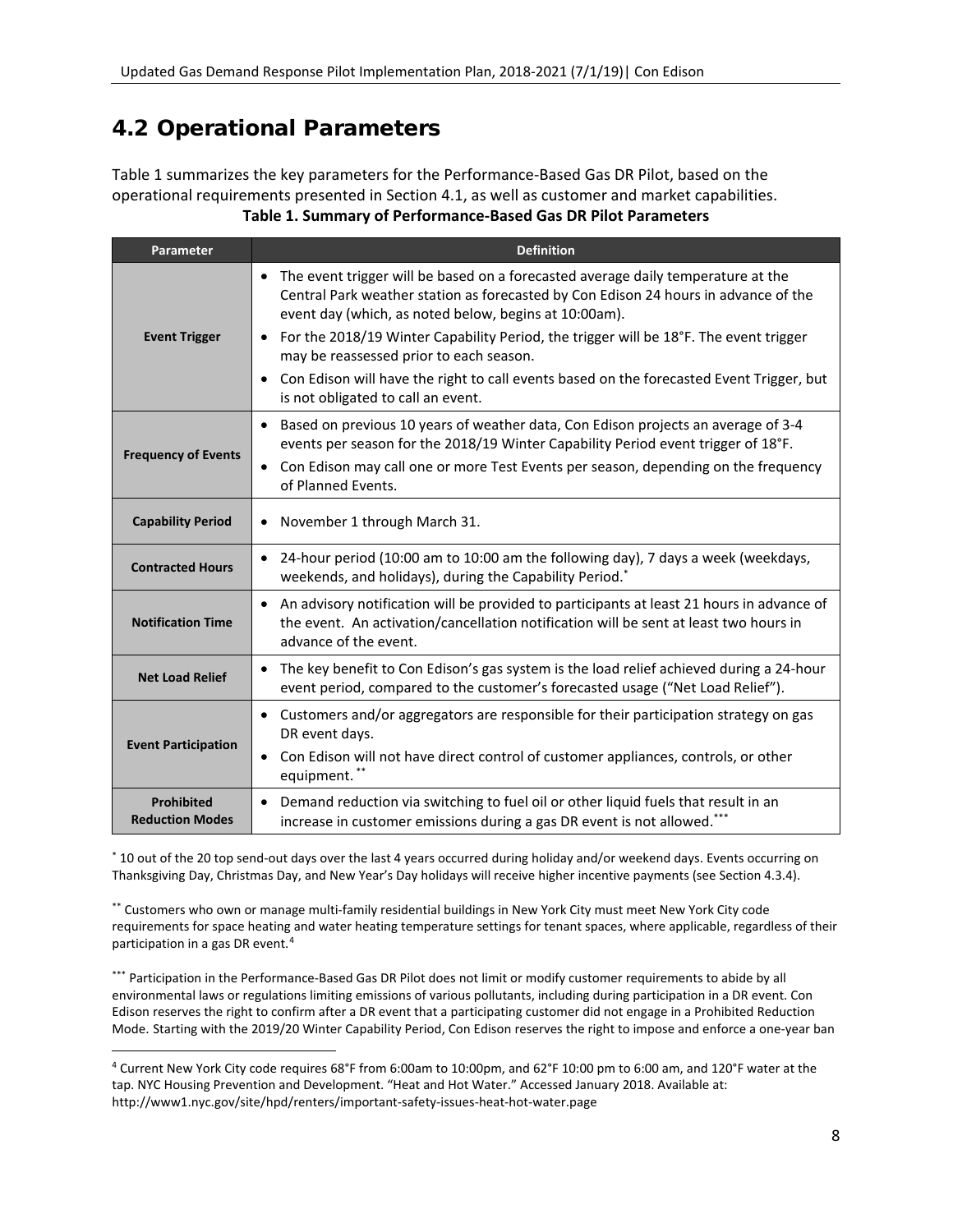## 4.2 Operational Parameters

Table 1 summarizes the key parameters for the Performance-Based Gas DR Pilot, based on the operational requirements presented in Section 4.1, as well as customer and market capabilities.

**Table 1. Summary of Performance-Based Gas DR Pilot Parameters**

| Parameter | Definition |
|---|---|
| **Event Trigger** | • The event trigger will be based on a forecasted average daily temperature at the Central Park weather station as forecasted by Con Edison 24 hours in advance of the event day (which, as noted below, begins at 10:00am).<br>• For the 2018/19 Winter Capability Period, the trigger will be 18°F. The event trigger may be reassessed prior to each season.<br>• Con Edison will have the right to call events based on the forecasted Event Trigger, but is not obligated to call an event. |
| **Frequency of Events** | • Based on previous 10 years of weather data, Con Edison projects an average of 3-4 events per season for the 2018/19 Winter Capability Period event trigger of 18°F.<br>• Con Edison may call one or more Test Events per season, depending on the frequency of Planned Events. |
| **Capability Period** | • November 1 through March 31. |
| **Contracted Hours** | • 24-hour period (10:00 am to 10:00 am the following day), 7 days a week (weekdays, weekends, and holidays), during the Capability Period.* |
| **Notification Time** | • An advisory notification will be provided to participants at least 21 hours in advance of the event. An activation/cancellation notification will be sent at least two hours in advance of the event. |
| **Net Load Relief** | • The key benefit to Con Edison's gas system is the load relief achieved during a 24-hour event period, compared to the customer's forecasted usage ("Net Load Relief"). |
| **Event Participation** | • Customers and/or aggregators are responsible for their participation strategy on gas DR event days.<br>• Con Edison will not have direct control of customer appliances, controls, or other equipment.** |
| **Prohibited Reduction Modes** | • Demand reduction via switching to fuel oil or other liquid fuels that result in an increase in customer emissions during a gas DR event is not allowed.*** |

\* 10 out of the 20 top send-out days over the last 4 years occurred during holiday and/or weekend days. Events occurring on Thanksgiving Day, Christmas Day, and New Year's Day holidays will receive higher incentive payments (see Section 4.3.4).

\*\* Customers who own or manage multi-family residential buildings in New York City must meet New York City code requirements for space heating and water heating temperature settings for tenant spaces, where applicable, regardless of their participation in a gas DR event.[4]

\*\*\* Participation in the Performance-Based Gas DR Pilot does not limit or modify customer requirements to abide by all environmental laws or regulations limiting emissions of various pollutants, including during participation in a DR event. Con Edison reserves the right to confirm after a DR event that a participating customer did not engage in a Prohibited Reduction Mode. Starting with the 2019/20 Winter Capability Period, Con Edison reserves the right to impose and enforce a one-year ban

[4] Current New York City code requires 68°F from 6:00am to 10:00pm, and 62°F 10:00 pm to 6:00 am, and 120°F water at the tap. NYC Housing Prevention and Development. "Heat and Hot Water." Accessed January 2018. Available at: http://www1.nyc.gov/site/hpd/renters/important-safety-issues-heat-hot-water.page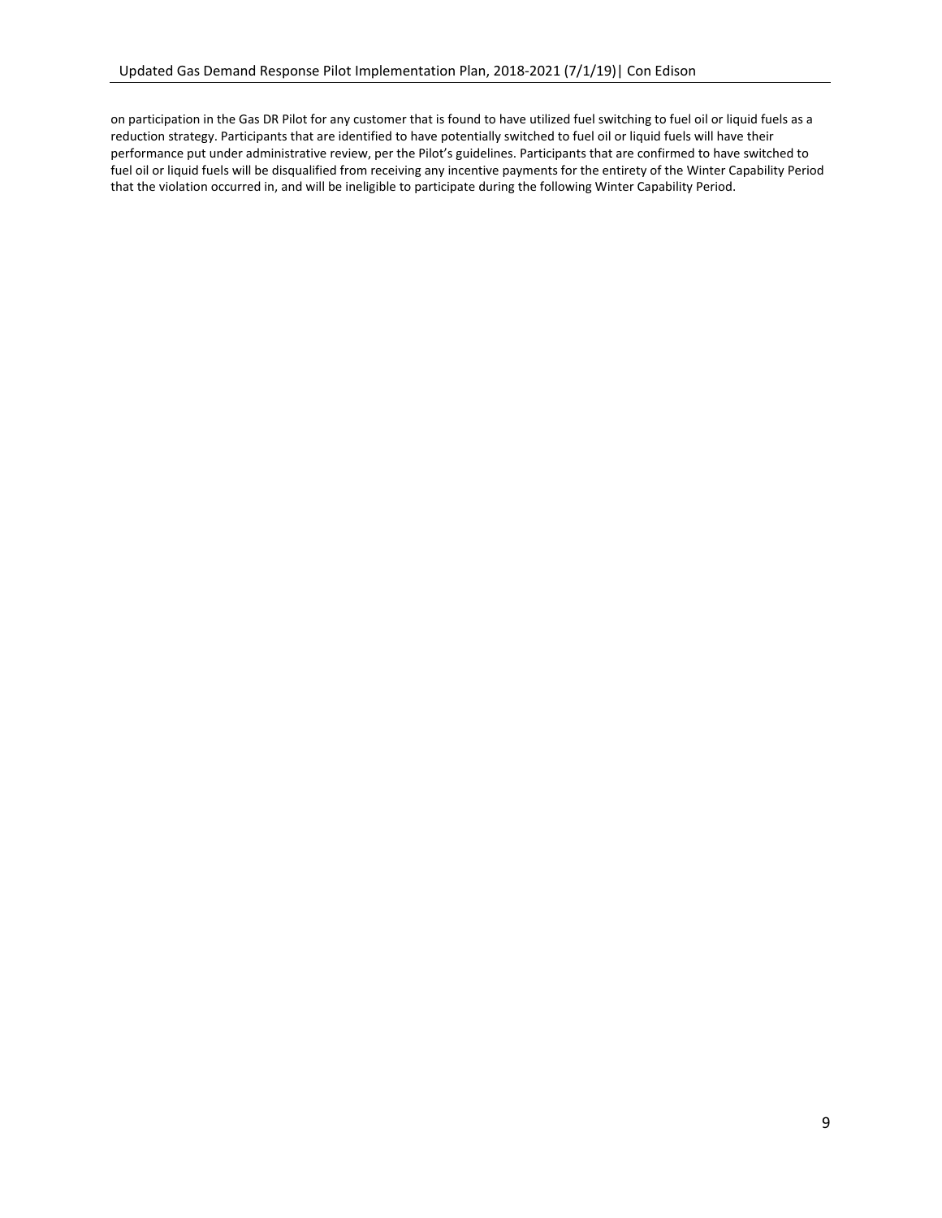on participation in the Gas DR Pilot for any customer that is found to have utilized fuel switching to fuel oil or liquid fuels as a reduction strategy. Participants that are identified to have potentially switched to fuel oil or liquid fuels will have their performance put under administrative review, per the Pilot's guidelines. Participants that are confirmed to have switched to fuel oil or liquid fuels will be disqualified from receiving any incentive payments for the entirety of the Winter Capability Period that the violation occurred in, and will be ineligible to participate during the following Winter Capability Period.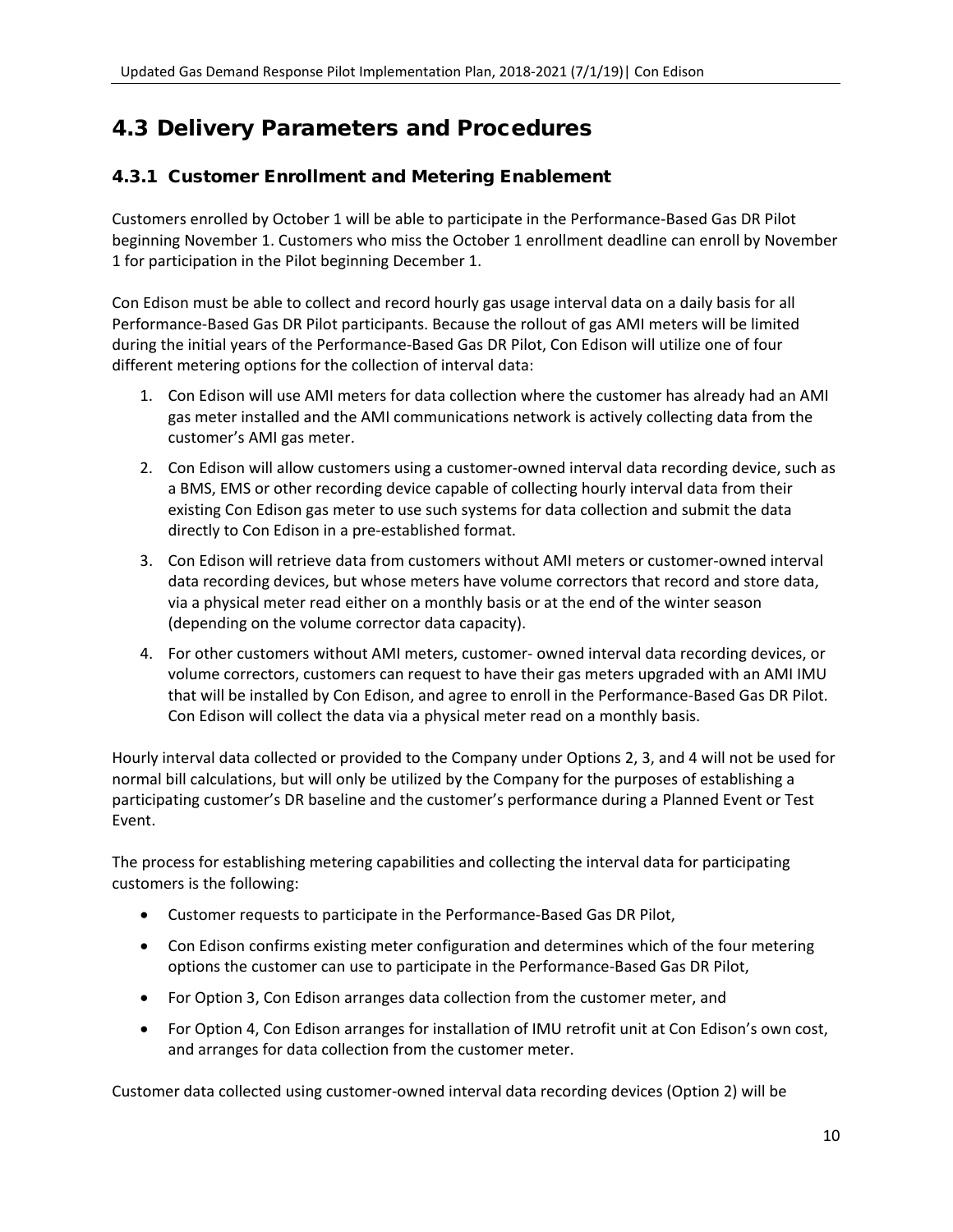## 4.3 Delivery Parameters and Procedures

### 4.3.1 Customer Enrollment and Metering Enablement

Customers enrolled by October 1 will be able to participate in the Performance-Based Gas DR Pilot beginning November 1. Customers who miss the October 1 enrollment deadline can enroll by November 1 for participation in the Pilot beginning December 1.

Con Edison must be able to collect and record hourly gas usage interval data on a daily basis for all Performance-Based Gas DR Pilot participants. Because the rollout of gas AMI meters will be limited during the initial years of the Performance-Based Gas DR Pilot, Con Edison will utilize one of four different metering options for the collection of interval data:

1. Con Edison will use AMI meters for data collection where the customer has already had an AMI gas meter installed and the AMI communications network is actively collecting data from the customer's AMI gas meter.
2. Con Edison will allow customers using a customer-owned interval data recording device, such as a BMS, EMS or other recording device capable of collecting hourly interval data from their existing Con Edison gas meter to use such systems for data collection and submit the data directly to Con Edison in a pre-established format.
3. Con Edison will retrieve data from customers without AMI meters or customer-owned interval data recording devices, but whose meters have volume correctors that record and store data, via a physical meter read either on a monthly basis or at the end of the winter season (depending on the volume corrector data capacity).
4. For other customers without AMI meters, customer- owned interval data recording devices, or volume correctors, customers can request to have their gas meters upgraded with an AMI IMU that will be installed by Con Edison, and agree to enroll in the Performance-Based Gas DR Pilot. Con Edison will collect the data via a physical meter read on a monthly basis.

Hourly interval data collected or provided to the Company under Options 2, 3, and 4 will not be used for normal bill calculations, but will only be utilized by the Company for the purposes of establishing a participating customer's DR baseline and the customer's performance during a Planned Event or Test Event.

The process for establishing metering capabilities and collecting the interval data for participating customers is the following:

- Customer requests to participate in the Performance-Based Gas DR Pilot,
- Con Edison confirms existing meter configuration and determines which of the four metering options the customer can use to participate in the Performance-Based Gas DR Pilot,
- For Option 3, Con Edison arranges data collection from the customer meter, and
- For Option 4, Con Edison arranges for installation of IMU retrofit unit at Con Edison's own cost, and arranges for data collection from the customer meter.

Customer data collected using customer-owned interval data recording devices (Option 2) will be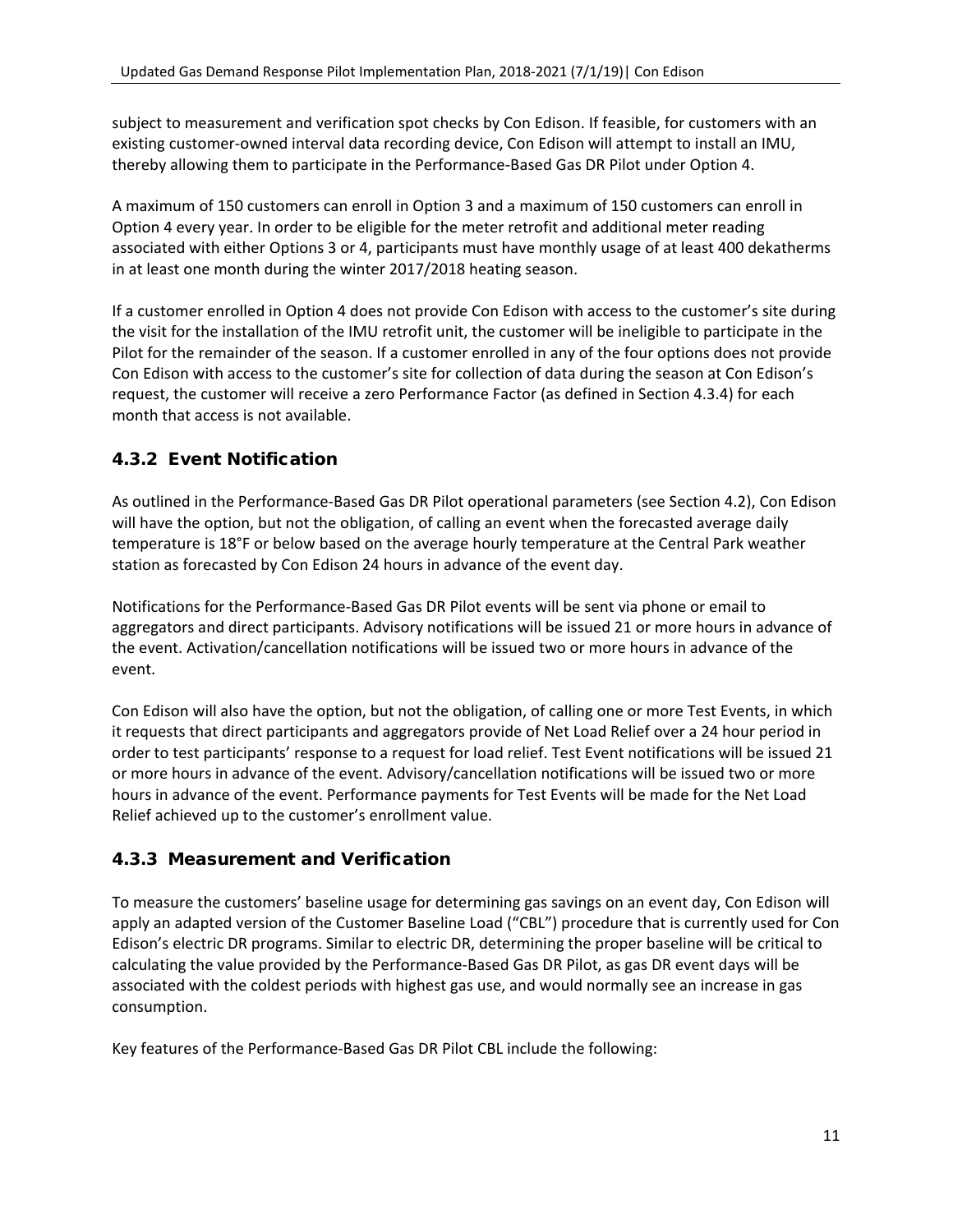subject to measurement and verification spot checks by Con Edison. If feasible, for customers with an existing customer-owned interval data recording device, Con Edison will attempt to install an IMU, thereby allowing them to participate in the Performance-Based Gas DR Pilot under Option 4.

A maximum of 150 customers can enroll in Option 3 and a maximum of 150 customers can enroll in Option 4 every year. In order to be eligible for the meter retrofit and additional meter reading associated with either Options 3 or 4, participants must have monthly usage of at least 400 dekatherms in at least one month during the winter 2017/2018 heating season.

If a customer enrolled in Option 4 does not provide Con Edison with access to the customer's site during the visit for the installation of the IMU retrofit unit, the customer will be ineligible to participate in the Pilot for the remainder of the season. If a customer enrolled in any of the four options does not provide Con Edison with access to the customer's site for collection of data during the season at Con Edison's request, the customer will receive a zero Performance Factor (as defined in Section 4.3.4) for each month that access is not available.

### 4.3.2 Event Notification

As outlined in the Performance-Based Gas DR Pilot operational parameters (see Section 4.2), Con Edison will have the option, but not the obligation, of calling an event when the forecasted average daily temperature is 18°F or below based on the average hourly temperature at the Central Park weather station as forecasted by Con Edison 24 hours in advance of the event day.

Notifications for the Performance-Based Gas DR Pilot events will be sent via phone or email to aggregators and direct participants. Advisory notifications will be issued 21 or more hours in advance of the event. Activation/cancellation notifications will be issued two or more hours in advance of the event.

Con Edison will also have the option, but not the obligation, of calling one or more Test Events, in which it requests that direct participants and aggregators provide of Net Load Relief over a 24 hour period in order to test participants' response to a request for load relief. Test Event notifications will be issued 21 or more hours in advance of the event. Advisory/cancellation notifications will be issued two or more hours in advance of the event. Performance payments for Test Events will be made for the Net Load Relief achieved up to the customer's enrollment value.

### 4.3.3 Measurement and Verification

To measure the customers' baseline usage for determining gas savings on an event day, Con Edison will apply an adapted version of the Customer Baseline Load ("CBL") procedure that is currently used for Con Edison's electric DR programs. Similar to electric DR, determining the proper baseline will be critical to calculating the value provided by the Performance-Based Gas DR Pilot, as gas DR event days will be associated with the coldest periods with highest gas use, and would normally see an increase in gas consumption.

Key features of the Performance-Based Gas DR Pilot CBL include the following: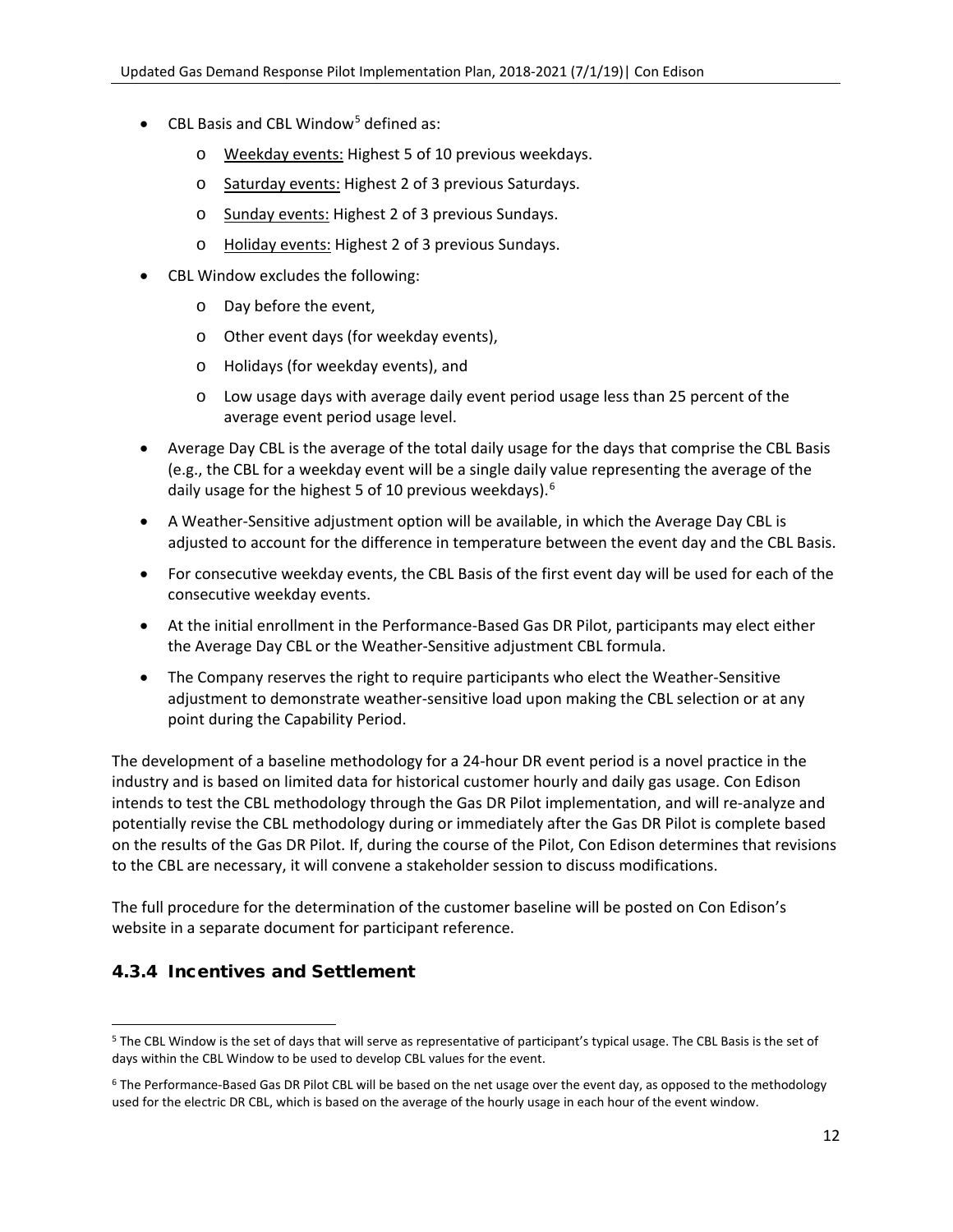- CBL Basis and CBL Window[5] defined as:
  - Weekday events: Highest 5 of 10 previous weekdays.
  - Saturday events: Highest 2 of 3 previous Saturdays.
  - Sunday events: Highest 2 of 3 previous Sundays.
  - Holiday events: Highest 2 of 3 previous Sundays.
- CBL Window excludes the following:
  - Day before the event,
  - Other event days (for weekday events),
  - Holidays (for weekday events), and
  - Low usage days with average daily event period usage less than 25 percent of the average event period usage level.
- Average Day CBL is the average of the total daily usage for the days that comprise the CBL Basis (e.g., the CBL for a weekday event will be a single daily value representing the average of the daily usage for the highest 5 of 10 previous weekdays).[6]
- A Weather-Sensitive adjustment option will be available, in which the Average Day CBL is adjusted to account for the difference in temperature between the event day and the CBL Basis.
- For consecutive weekday events, the CBL Basis of the first event day will be used for each of the consecutive weekday events.
- At the initial enrollment in the Performance-Based Gas DR Pilot, participants may elect either the Average Day CBL or the Weather-Sensitive adjustment CBL formula.
- The Company reserves the right to require participants who elect the Weather-Sensitive adjustment to demonstrate weather-sensitive load upon making the CBL selection or at any point during the Capability Period.

The development of a baseline methodology for a 24-hour DR event period is a novel practice in the industry and is based on limited data for historical customer hourly and daily gas usage. Con Edison intends to test the CBL methodology through the Gas DR Pilot implementation, and will re-analyze and potentially revise the CBL methodology during or immediately after the Gas DR Pilot is complete based on the results of the Gas DR Pilot. If, during the course of the Pilot, Con Edison determines that revisions to the CBL are necessary, it will convene a stakeholder session to discuss modifications.

The full procedure for the determination of the customer baseline will be posted on Con Edison's website in a separate document for participant reference.

### 4.3.4 Incentives and Settlement

[5] The CBL Window is the set of days that will serve as representative of participant's typical usage. The CBL Basis is the set of days within the CBL Window to be used to develop CBL values for the event.

[6] The Performance-Based Gas DR Pilot CBL will be based on the net usage over the event day, as opposed to the methodology used for the electric DR CBL, which is based on the average of the hourly usage in each hour of the event window.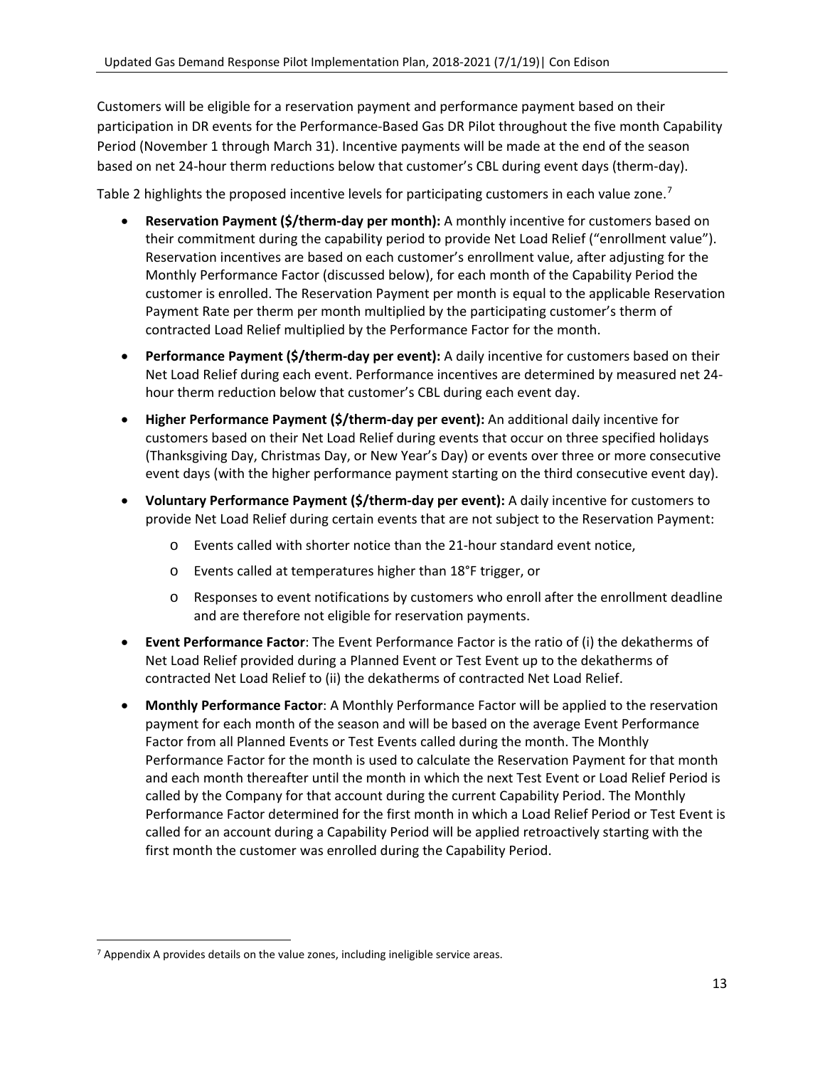Customers will be eligible for a reservation payment and performance payment based on their participation in DR events for the Performance-Based Gas DR Pilot throughout the five month Capability Period (November 1 through March 31). Incentive payments will be made at the end of the season based on net 24-hour therm reductions below that customer's CBL during event days (therm-day).

Table 2 highlights the proposed incentive levels for participating customers in each value zone.[7]

- **Reservation Payment ($/therm-day per month):** A monthly incentive for customers based on their commitment during the capability period to provide Net Load Relief ("enrollment value"). Reservation incentives are based on each customer's enrollment value, after adjusting for the Monthly Performance Factor (discussed below), for each month of the Capability Period the customer is enrolled. The Reservation Payment per month is equal to the applicable Reservation Payment Rate per therm per month multiplied by the participating customer's therm of contracted Load Relief multiplied by the Performance Factor for the month.
- **Performance Payment ($/therm-day per event):** A daily incentive for customers based on their Net Load Relief during each event. Performance incentives are determined by measured net 24-hour therm reduction below that customer's CBL during each event day.
- **Higher Performance Payment ($/therm-day per event):** An additional daily incentive for customers based on their Net Load Relief during events that occur on three specified holidays (Thanksgiving Day, Christmas Day, or New Year's Day) or events over three or more consecutive event days (with the higher performance payment starting on the third consecutive event day).
- **Voluntary Performance Payment ($/therm-day per event):** A daily incentive for customers to provide Net Load Relief during certain events that are not subject to the Reservation Payment:
  - Events called with shorter notice than the 21-hour standard event notice,
  - Events called at temperatures higher than 18°F trigger, or
  - Responses to event notifications by customers who enroll after the enrollment deadline and are therefore not eligible for reservation payments.
- **Event Performance Factor**: The Event Performance Factor is the ratio of (i) the dekatherms of Net Load Relief provided during a Planned Event or Test Event up to the dekatherms of contracted Net Load Relief to (ii) the dekatherms of contracted Net Load Relief.
- **Monthly Performance Factor**: A Monthly Performance Factor will be applied to the reservation payment for each month of the season and will be based on the average Event Performance Factor from all Planned Events or Test Events called during the month. The Monthly Performance Factor for the month is used to calculate the Reservation Payment for that month and each month thereafter until the month in which the next Test Event or Load Relief Period is called by the Company for that account during the current Capability Period. The Monthly Performance Factor determined for the first month in which a Load Relief Period or Test Event is called for an account during a Capability Period will be applied retroactively starting with the first month the customer was enrolled during the Capability Period.

[7] Appendix A provides details on the value zones, including ineligible service areas.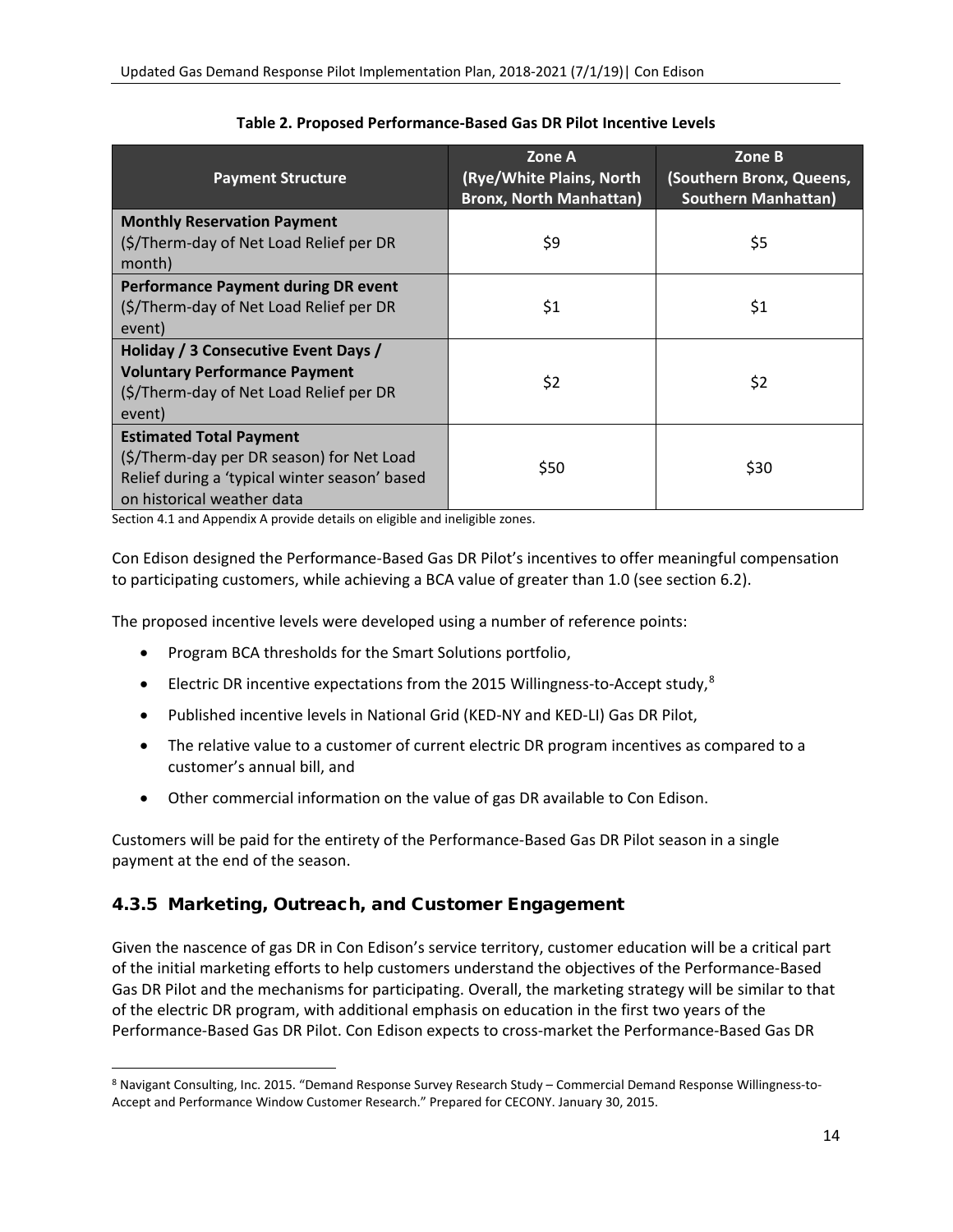**Table 2. Proposed Performance-Based Gas DR Pilot Incentive Levels**

| Payment Structure | Zone A (Rye/White Plains, North Bronx, North Manhattan) | Zone B (Southern Bronx, Queens, Southern Manhattan) |
|---|---|---|
| **Monthly Reservation Payment** ($/Therm-day of Net Load Relief per DR month) | $9 | $5 |
| **Performance Payment during DR event** ($/Therm-day of Net Load Relief per DR event) | $1 | $1 |
| **Holiday / 3 Consecutive Event Days / Voluntary Performance Payment** ($/Therm-day of Net Load Relief per DR event) | $2 | $2 |
| **Estimated Total Payment** ($/Therm-day per DR season) for Net Load Relief during a 'typical winter season' based on historical weather data | $50 | $30 |

Section 4.1 and Appendix A provide details on eligible and ineligible zones.

Con Edison designed the Performance-Based Gas DR Pilot's incentives to offer meaningful compensation to participating customers, while achieving a BCA value of greater than 1.0 (see section 6.2).

The proposed incentive levels were developed using a number of reference points:

- Program BCA thresholds for the Smart Solutions portfolio,
- Electric DR incentive expectations from the 2015 Willingness-to-Accept study,[8]
- Published incentive levels in National Grid (KED-NY and KED-LI) Gas DR Pilot,
- The relative value to a customer of current electric DR program incentives as compared to a customer's annual bill, and
- Other commercial information on the value of gas DR available to Con Edison.

Customers will be paid for the entirety of the Performance-Based Gas DR Pilot season in a single payment at the end of the season.

### 4.3.5 Marketing, Outreach, and Customer Engagement

Given the nascence of gas DR in Con Edison's service territory, customer education will be a critical part of the initial marketing efforts to help customers understand the objectives of the Performance-Based Gas DR Pilot and the mechanisms for participating. Overall, the marketing strategy will be similar to that of the electric DR program, with additional emphasis on education in the first two years of the Performance-Based Gas DR Pilot. Con Edison expects to cross-market the Performance-Based Gas DR

[8] Navigant Consulting, Inc. 2015. "Demand Response Survey Research Study – Commercial Demand Response Willingness-to-Accept and Performance Window Customer Research." Prepared for CECONY. January 30, 2015.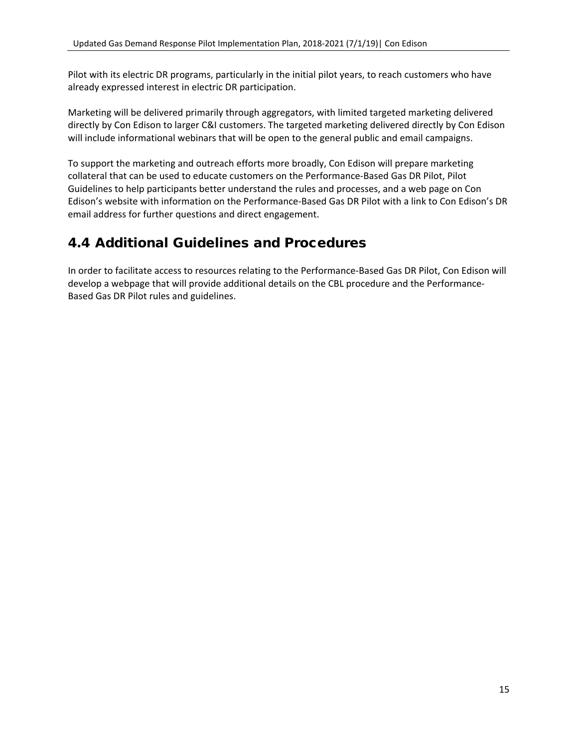Pilot with its electric DR programs, particularly in the initial pilot years, to reach customers who have already expressed interest in electric DR participation.

Marketing will be delivered primarily through aggregators, with limited targeted marketing delivered directly by Con Edison to larger C&I customers. The targeted marketing delivered directly by Con Edison will include informational webinars that will be open to the general public and email campaigns.

To support the marketing and outreach efforts more broadly, Con Edison will prepare marketing collateral that can be used to educate customers on the Performance-Based Gas DR Pilot, Pilot Guidelines to help participants better understand the rules and processes, and a web page on Con Edison's website with information on the Performance-Based Gas DR Pilot with a link to Con Edison's DR email address for further questions and direct engagement.

## 4.4 Additional Guidelines and Procedures

In order to facilitate access to resources relating to the Performance-Based Gas DR Pilot, Con Edison will develop a webpage that will provide additional details on the CBL procedure and the Performance-Based Gas DR Pilot rules and guidelines.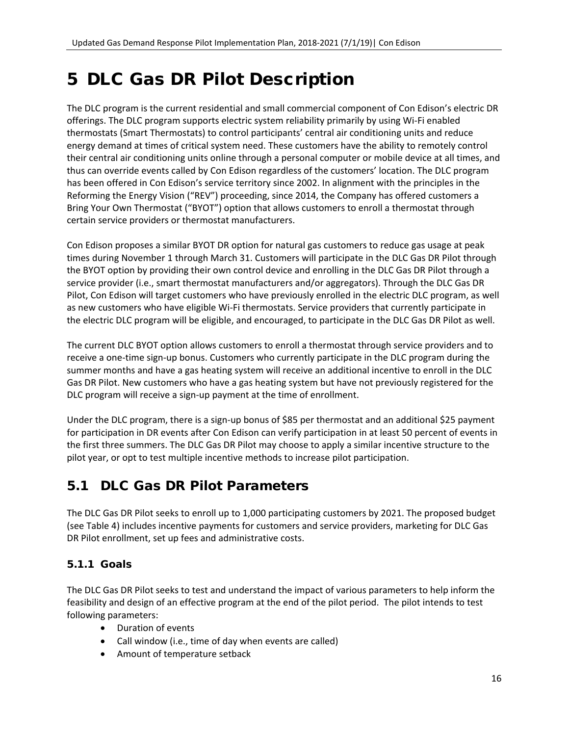# 5 DLC Gas DR Pilot Description

The DLC program is the current residential and small commercial component of Con Edison's electric DR offerings. The DLC program supports electric system reliability primarily by using Wi-Fi enabled thermostats (Smart Thermostats) to control participants' central air conditioning units and reduce energy demand at times of critical system need. These customers have the ability to remotely control their central air conditioning units online through a personal computer or mobile device at all times, and thus can override events called by Con Edison regardless of the customers' location. The DLC program has been offered in Con Edison's service territory since 2002. In alignment with the principles in the Reforming the Energy Vision ("REV") proceeding, since 2014, the Company has offered customers a Bring Your Own Thermostat ("BYOT") option that allows customers to enroll a thermostat through certain service providers or thermostat manufacturers.

Con Edison proposes a similar BYOT DR option for natural gas customers to reduce gas usage at peak times during November 1 through March 31. Customers will participate in the DLC Gas DR Pilot through the BYOT option by providing their own control device and enrolling in the DLC Gas DR Pilot through a service provider (i.e., smart thermostat manufacturers and/or aggregators). Through the DLC Gas DR Pilot, Con Edison will target customers who have previously enrolled in the electric DLC program, as well as new customers who have eligible Wi-Fi thermostats. Service providers that currently participate in the electric DLC program will be eligible, and encouraged, to participate in the DLC Gas DR Pilot as well.

The current DLC BYOT option allows customers to enroll a thermostat through service providers and to receive a one-time sign-up bonus. Customers who currently participate in the DLC program during the summer months and have a gas heating system will receive an additional incentive to enroll in the DLC Gas DR Pilot. New customers who have a gas heating system but have not previously registered for the DLC program will receive a sign-up payment at the time of enrollment.

Under the DLC program, there is a sign-up bonus of $85 per thermostat and an additional $25 payment for participation in DR events after Con Edison can verify participation in at least 50 percent of events in the first three summers. The DLC Gas DR Pilot may choose to apply a similar incentive structure to the pilot year, or opt to test multiple incentive methods to increase pilot participation.

## 5.1 DLC Gas DR Pilot Parameters

The DLC Gas DR Pilot seeks to enroll up to 1,000 participating customers by 2021. The proposed budget (see Table 4) includes incentive payments for customers and service providers, marketing for DLC Gas DR Pilot enrollment, set up fees and administrative costs.

### 5.1.1 Goals

The DLC Gas DR Pilot seeks to test and understand the impact of various parameters to help inform the feasibility and design of an effective program at the end of the pilot period. The pilot intends to test following parameters:

- Duration of events
- Call window (i.e., time of day when events are called)
- Amount of temperature setback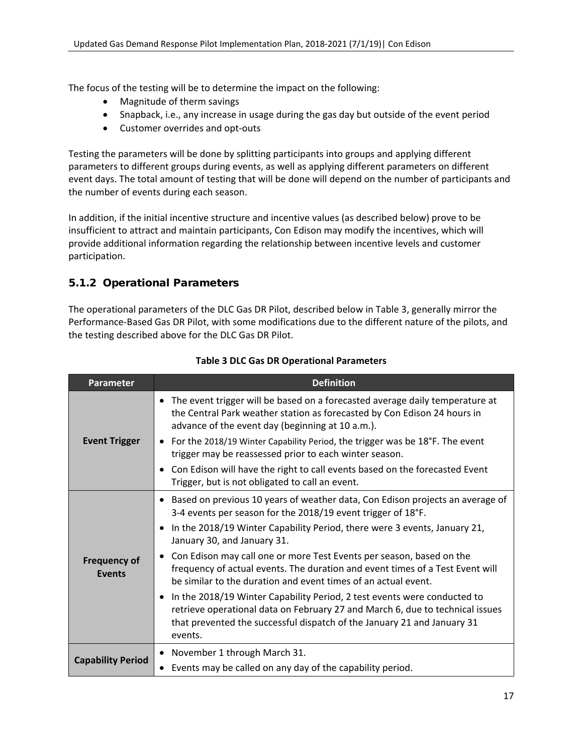The focus of the testing will be to determine the impact on the following:

- Magnitude of therm savings
- Snapback, i.e., any increase in usage during the gas day but outside of the event period
- Customer overrides and opt-outs

Testing the parameters will be done by splitting participants into groups and applying different parameters to different groups during events, as well as applying different parameters on different event days. The total amount of testing that will be done will depend on the number of participants and the number of events during each season.

In addition, if the initial incentive structure and incentive values (as described below) prove to be insufficient to attract and maintain participants, Con Edison may modify the incentives, which will provide additional information regarding the relationship between incentive levels and customer participation.

### 5.1.2 Operational Parameters

The operational parameters of the DLC Gas DR Pilot, described below in Table 3, generally mirror the Performance-Based Gas DR Pilot, with some modifications due to the different nature of the pilots, and the testing described above for the DLC Gas DR Pilot.

**Table 3 DLC Gas DR Operational Parameters**

| Parameter | Definition |
|---|---|
| **Event Trigger** | • The event trigger will be based on a forecasted average daily temperature at the Central Park weather station as forecasted by Con Edison 24 hours in advance of the event day (beginning at 10 a.m.).<br>• For the 2018/19 Winter Capability Period, the trigger was be 18°F. The event trigger may be reassessed prior to each winter season.<br>• Con Edison will have the right to call events based on the forecasted Event Trigger, but is not obligated to call an event. |
| **Frequency of Events** | • Based on previous 10 years of weather data, Con Edison projects an average of 3-4 events per season for the 2018/19 event trigger of 18°F.<br>• In the 2018/19 Winter Capability Period, there were 3 events, January 21, January 30, and January 31.<br>• Con Edison may call one or more Test Events per season, based on the frequency of actual events. The duration and event times of a Test Event will be similar to the duration and event times of an actual event.<br>• In the 2018/19 Winter Capability Period, 2 test events were conducted to retrieve operational data on February 27 and March 6, due to technical issues that prevented the successful dispatch of the January 21 and January 31 events. |
| **Capability Period** | • November 1 through March 31.<br>• Events may be called on any day of the capability period. |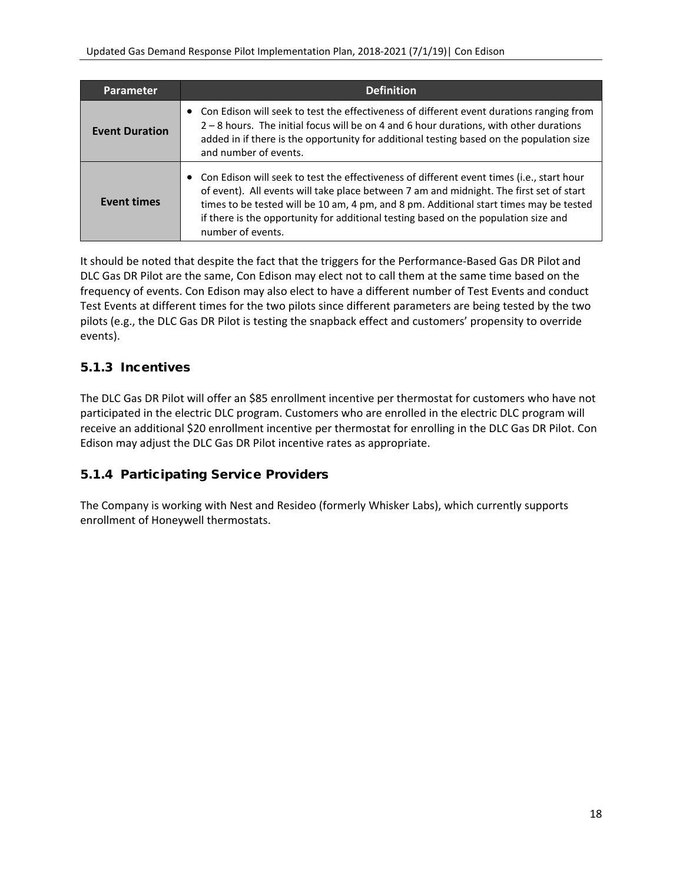| Parameter | Definition |
| --- | --- |
| **Event Duration** | • Con Edison will seek to test the effectiveness of different event durations ranging from 2 – 8 hours. The initial focus will be on 4 and 6 hour durations, with other durations added in if there is the opportunity for additional testing based on the population size and number of events. |
| **Event times** | • Con Edison will seek to test the effectiveness of different event times (i.e., start hour of event). All events will take place between 7 am and midnight. The first set of start times to be tested will be 10 am, 4 pm, and 8 pm. Additional start times may be tested if there is the opportunity for additional testing based on the population size and number of events. |

It should be noted that despite the fact that the triggers for the Performance-Based Gas DR Pilot and DLC Gas DR Pilot are the same, Con Edison may elect not to call them at the same time based on the frequency of events. Con Edison may also elect to have a different number of Test Events and conduct Test Events at different times for the two pilots since different parameters are being tested by the two pilots (e.g., the DLC Gas DR Pilot is testing the snapback effect and customers' propensity to override events).

### 5.1.3 Incentives

The DLC Gas DR Pilot will offer an $85 enrollment incentive per thermostat for customers who have not participated in the electric DLC program. Customers who are enrolled in the electric DLC program will receive an additional $20 enrollment incentive per thermostat for enrolling in the DLC Gas DR Pilot. Con Edison may adjust the DLC Gas DR Pilot incentive rates as appropriate.

### 5.1.4 Participating Service Providers

The Company is working with Nest and Resideo (formerly Whisker Labs), which currently supports enrollment of Honeywell thermostats.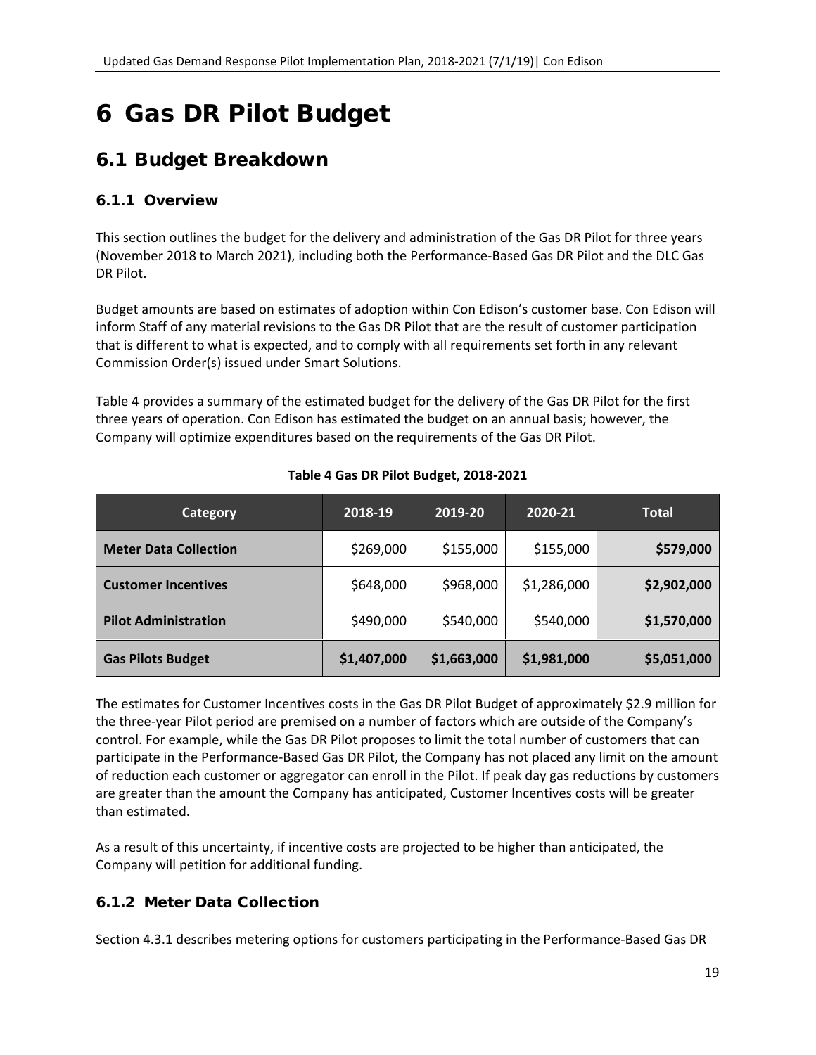# 6 Gas DR Pilot Budget

## 6.1 Budget Breakdown

### 6.1.1 Overview

This section outlines the budget for the delivery and administration of the Gas DR Pilot for three years (November 2018 to March 2021), including both the Performance-Based Gas DR Pilot and the DLC Gas DR Pilot.

Budget amounts are based on estimates of adoption within Con Edison's customer base. Con Edison will inform Staff of any material revisions to the Gas DR Pilot that are the result of customer participation that is different to what is expected, and to comply with all requirements set forth in any relevant Commission Order(s) issued under Smart Solutions.

Table 4 provides a summary of the estimated budget for the delivery of the Gas DR Pilot for the first three years of operation. Con Edison has estimated the budget on an annual basis; however, the Company will optimize expenditures based on the requirements of the Gas DR Pilot.

**Table 4 Gas DR Pilot Budget, 2018-2021**

| Category | 2018-19 | 2019-20 | 2020-21 | Total |
|---|---|---|---|---|
| **Meter Data Collection** | \$269,000 | \$155,000 | \$155,000 | **\$579,000** |
| **Customer Incentives** | \$648,000 | \$968,000 | \$1,286,000 | **\$2,902,000** |
| **Pilot Administration** | \$490,000 | \$540,000 | \$540,000 | **\$1,570,000** |
| **Gas Pilots Budget** | **\$1,407,000** | **\$1,663,000** | **\$1,981,000** | **\$5,051,000** |

The estimates for Customer Incentives costs in the Gas DR Pilot Budget of approximately \$2.9 million for the three-year Pilot period are premised on a number of factors which are outside of the Company's control. For example, while the Gas DR Pilot proposes to limit the total number of customers that can participate in the Performance-Based Gas DR Pilot, the Company has not placed any limit on the amount of reduction each customer or aggregator can enroll in the Pilot. If peak day gas reductions by customers are greater than the amount the Company has anticipated, Customer Incentives costs will be greater than estimated.

As a result of this uncertainty, if incentive costs are projected to be higher than anticipated, the Company will petition for additional funding.

### 6.1.2 Meter Data Collection

Section 4.3.1 describes metering options for customers participating in the Performance-Based Gas DR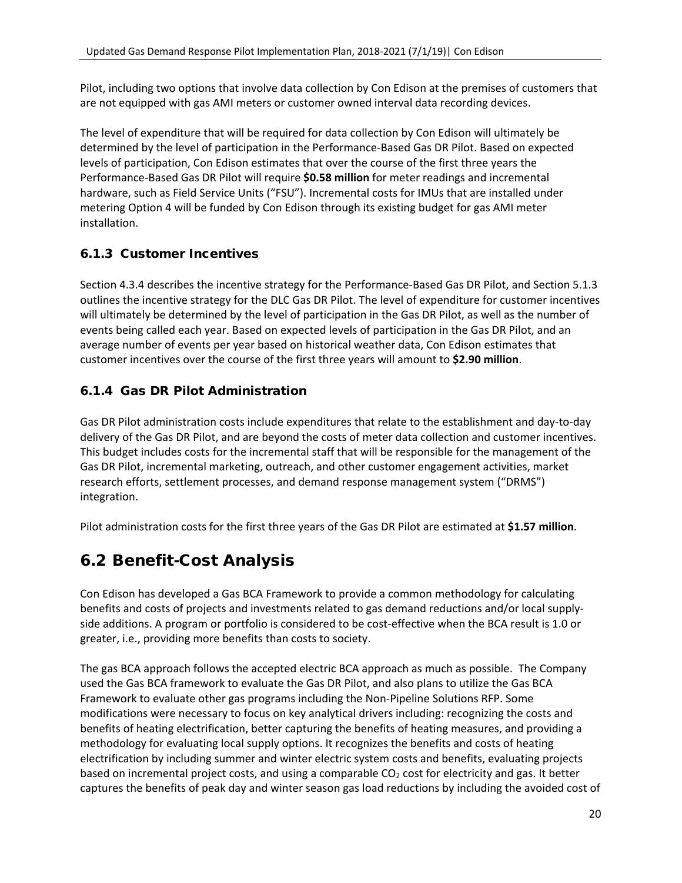Pilot, including two options that involve data collection by Con Edison at the premises of customers that are not equipped with gas AMI meters or customer owned interval data recording devices.

The level of expenditure that will be required for data collection by Con Edison will ultimately be determined by the level of participation in the Performance-Based Gas DR Pilot. Based on expected levels of participation, Con Edison estimates that over the course of the first three years the Performance-Based Gas DR Pilot will require **$0.58 million** for meter readings and incremental hardware, such as Field Service Units ("FSU"). Incremental costs for IMUs that are installed under metering Option 4 will be funded by Con Edison through its existing budget for gas AMI meter installation.

### 6.1.3 Customer Incentives

Section 4.3.4 describes the incentive strategy for the Performance-Based Gas DR Pilot, and Section 5.1.3 outlines the incentive strategy for the DLC Gas DR Pilot. The level of expenditure for customer incentives will ultimately be determined by the level of participation in the Gas DR Pilot, as well as the number of events being called each year. Based on expected levels of participation in the Gas DR Pilot, and an average number of events per year based on historical weather data, Con Edison estimates that customer incentives over the course of the first three years will amount to **$2.90 million**.

### 6.1.4 Gas DR Pilot Administration

Gas DR Pilot administration costs include expenditures that relate to the establishment and day-to-day delivery of the Gas DR Pilot, and are beyond the costs of meter data collection and customer incentives. This budget includes costs for the incremental staff that will be responsible for the management of the Gas DR Pilot, incremental marketing, outreach, and other customer engagement activities, market research efforts, settlement processes, and demand response management system ("DRMS") integration.

Pilot administration costs for the first three years of the Gas DR Pilot are estimated at **$1.57 million**.

## 6.2 Benefit-Cost Analysis

Con Edison has developed a Gas BCA Framework to provide a common methodology for calculating benefits and costs of projects and investments related to gas demand reductions and/or local supply-side additions. A program or portfolio is considered to be cost-effective when the BCA result is 1.0 or greater, i.e., providing more benefits than costs to society.

The gas BCA approach follows the accepted electric BCA approach as much as possible. The Company used the Gas BCA framework to evaluate the Gas DR Pilot, and also plans to utilize the Gas BCA Framework to evaluate other gas programs including the Non-Pipeline Solutions RFP. Some modifications were necessary to focus on key analytical drivers including: recognizing the costs and benefits of heating electrification, better capturing the benefits of heating measures, and providing a methodology for evaluating local supply options. It recognizes the benefits and costs of heating electrification by including summer and winter electric system costs and benefits, evaluating projects based on incremental project costs, and using a comparable $CO_2$ cost for electricity and gas. It better captures the benefits of peak day and winter season gas load reductions by including the avoided cost of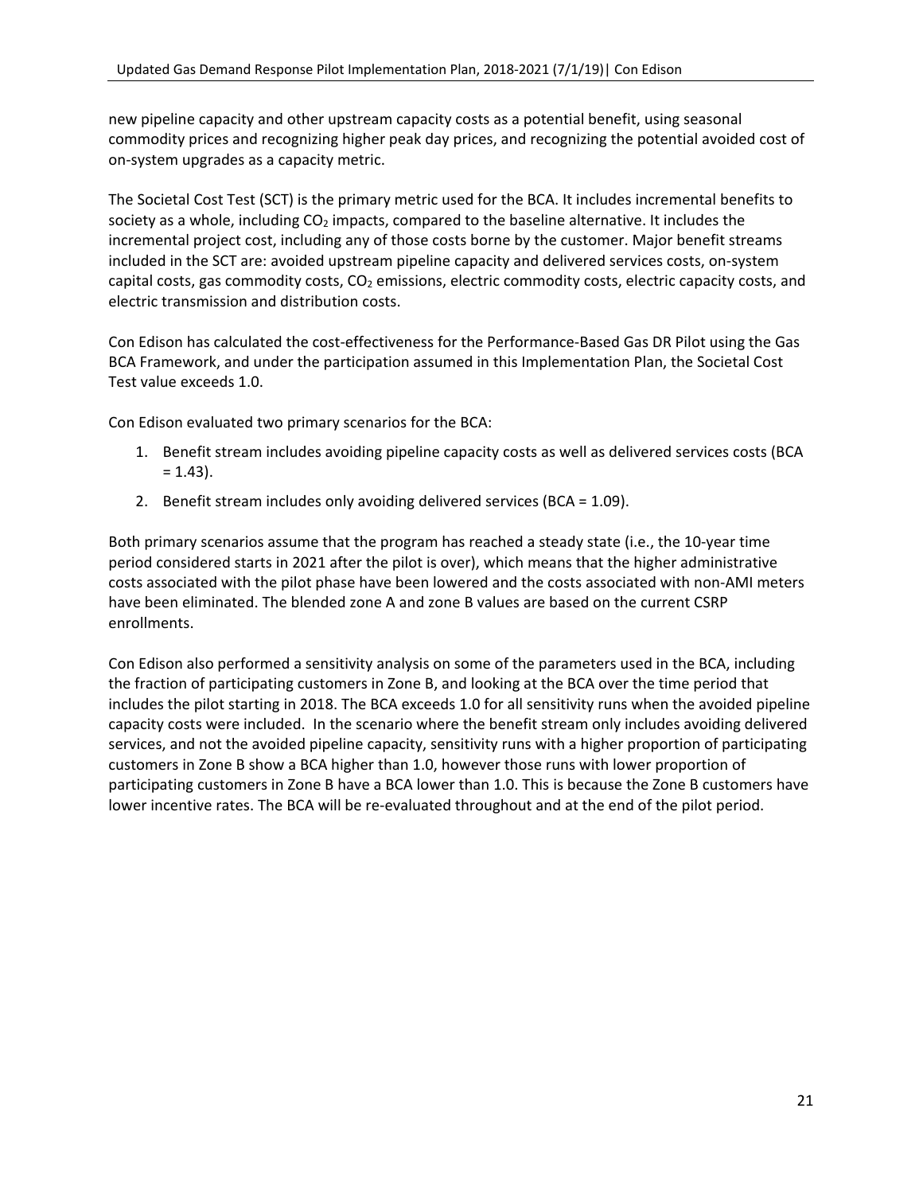new pipeline capacity and other upstream capacity costs as a potential benefit, using seasonal commodity prices and recognizing higher peak day prices, and recognizing the potential avoided cost of on-system upgrades as a capacity metric.

The Societal Cost Test (SCT) is the primary metric used for the BCA. It includes incremental benefits to society as a whole, including $CO_2$ impacts, compared to the baseline alternative. It includes the incremental project cost, including any of those costs borne by the customer. Major benefit streams included in the SCT are: avoided upstream pipeline capacity and delivered services costs, on-system capital costs, gas commodity costs, $CO_2$ emissions, electric commodity costs, electric capacity costs, and electric transmission and distribution costs.

Con Edison has calculated the cost-effectiveness for the Performance-Based Gas DR Pilot using the Gas BCA Framework, and under the participation assumed in this Implementation Plan, the Societal Cost Test value exceeds 1.0.

Con Edison evaluated two primary scenarios for the BCA:

1. Benefit stream includes avoiding pipeline capacity costs as well as delivered services costs (BCA = 1.43).
2. Benefit stream includes only avoiding delivered services (BCA = 1.09).

Both primary scenarios assume that the program has reached a steady state (i.e., the 10-year time period considered starts in 2021 after the pilot is over), which means that the higher administrative costs associated with the pilot phase have been lowered and the costs associated with non-AMI meters have been eliminated. The blended zone A and zone B values are based on the current CSRP enrollments.

Con Edison also performed a sensitivity analysis on some of the parameters used in the BCA, including the fraction of participating customers in Zone B, and looking at the BCA over the time period that includes the pilot starting in 2018. The BCA exceeds 1.0 for all sensitivity runs when the avoided pipeline capacity costs were included. In the scenario where the benefit stream only includes avoiding delivered services, and not the avoided pipeline capacity, sensitivity runs with a higher proportion of participating customers in Zone B show a BCA higher than 1.0, however those runs with lower proportion of participating customers in Zone B have a BCA lower than 1.0. This is because the Zone B customers have lower incentive rates. The BCA will be re-evaluated throughout and at the end of the pilot period.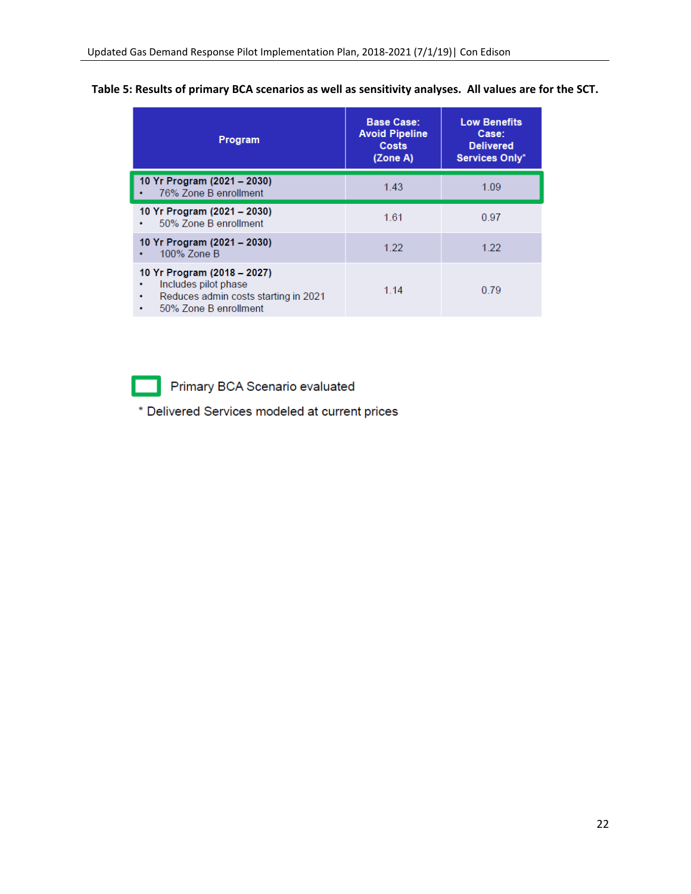**Table 5: Results of primary BCA scenarios as well as sensitivity analyses. All values are for the SCT.**

| Program | Base Case: Avoid Pipeline Costs (Zone A) | Low Benefits Case: Delivered Services Only* |
|---|---|---|
| **10 Yr Program (2021 – 2030)**<br>• 76% Zone B enrollment | 1.43 | 1.09 |
| **10 Yr Program (2021 – 2030)**<br>• 50% Zone B enrollment | 1.61 | 0.97 |
| **10 Yr Program (2021 – 2030)**<br>• 100% Zone B | 1.22 | 1.22 |
| **10 Yr Program (2018 – 2027)**<br>• Includes pilot phase<br>• Reduces admin costs starting in 2021<br>• 50% Zone B enrollment | 1.14 | 0.79 |

Primary BCA Scenario evaluated (outlined in green: 10 Yr Program (2021 – 2030), 76% Zone B enrollment)

* Delivered Services modeled at current prices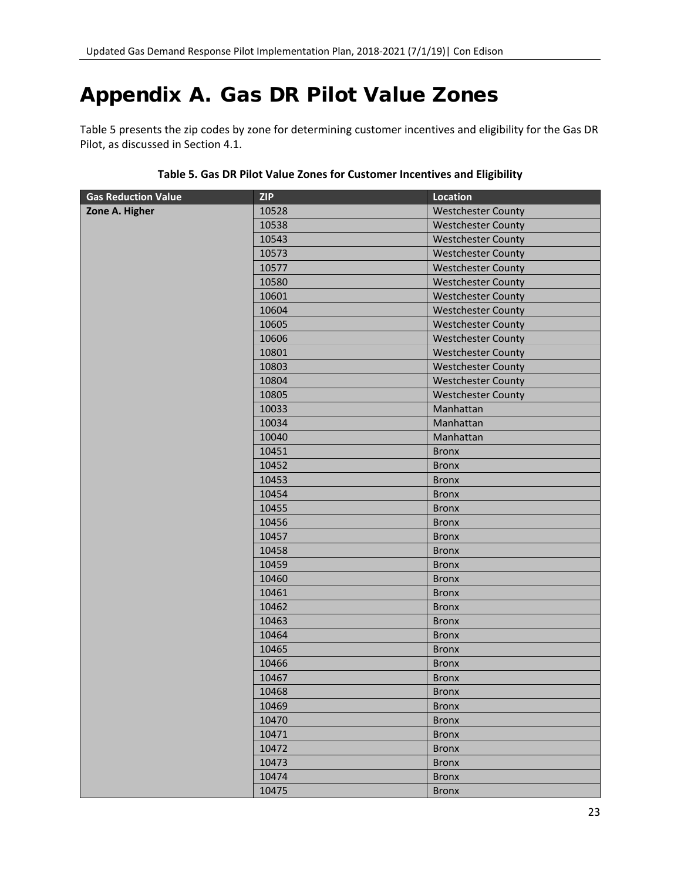# Appendix A. Gas DR Pilot Value Zones

Table 5 presents the zip codes by zone for determining customer incentives and eligibility for the Gas DR Pilot, as discussed in Section 4.1.

**Table 5. Gas DR Pilot Value Zones for Customer Incentives and Eligibility**

| Gas Reduction Value | ZIP | Location |
|---|---|---|
| **Zone A. Higher** | 10528 | Westchester County |
| | 10538 | Westchester County |
| | 10543 | Westchester County |
| | 10573 | Westchester County |
| | 10577 | Westchester County |
| | 10580 | Westchester County |
| | 10601 | Westchester County |
| | 10604 | Westchester County |
| | 10605 | Westchester County |
| | 10606 | Westchester County |
| | 10801 | Westchester County |
| | 10803 | Westchester County |
| | 10804 | Westchester County |
| | 10805 | Westchester County |
| | 10033 | Manhattan |
| | 10034 | Manhattan |
| | 10040 | Manhattan |
| | 10451 | Bronx |
| | 10452 | Bronx |
| | 10453 | Bronx |
| | 10454 | Bronx |
| | 10455 | Bronx |
| | 10456 | Bronx |
| | 10457 | Bronx |
| | 10458 | Bronx |
| | 10459 | Bronx |
| | 10460 | Bronx |
| | 10461 | Bronx |
| | 10462 | Bronx |
| | 10463 | Bronx |
| | 10464 | Bronx |
| | 10465 | Bronx |
| | 10466 | Bronx |
| | 10467 | Bronx |
| | 10468 | Bronx |
| | 10469 | Bronx |
| | 10470 | Bronx |
| | 10471 | Bronx |
| | 10472 | Bronx |
| | 10473 | Bronx |
| | 10474 | Bronx |
| | 10475 | Bronx |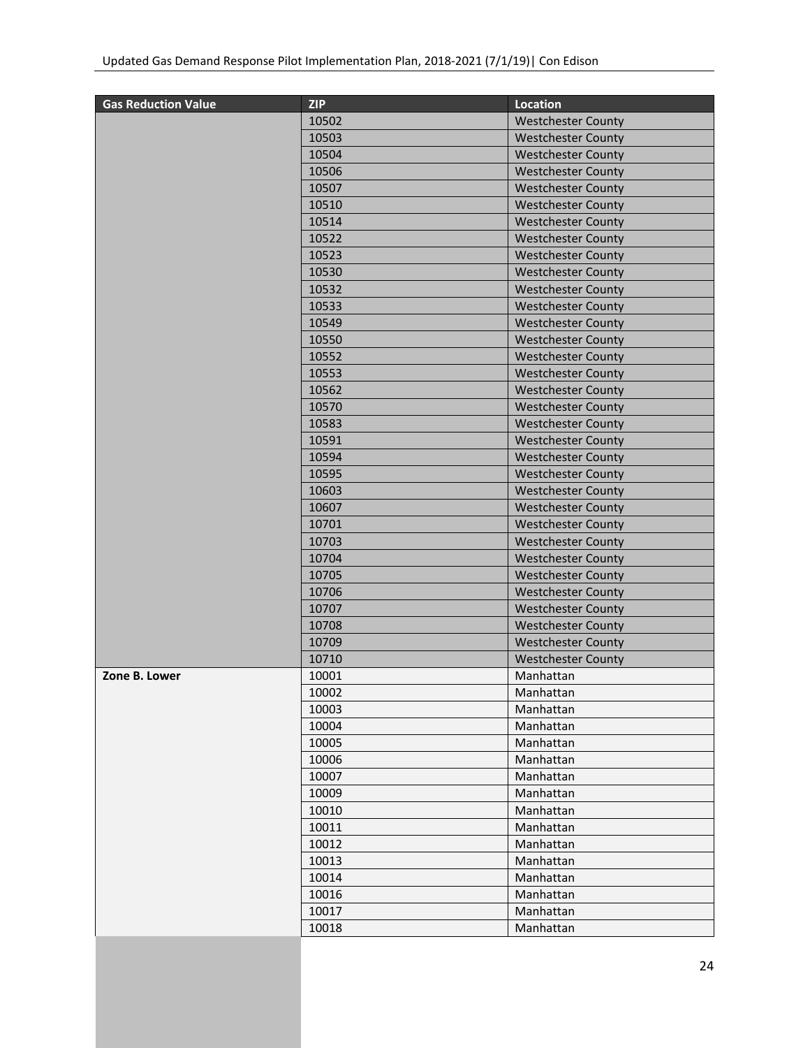| Gas Reduction Value | ZIP | Location |
| --- | --- | --- |
| | 10502 | Westchester County |
| | 10503 | Westchester County |
| | 10504 | Westchester County |
| | 10506 | Westchester County |
| | 10507 | Westchester County |
| | 10510 | Westchester County |
| | 10514 | Westchester County |
| | 10522 | Westchester County |
| | 10523 | Westchester County |
| | 10530 | Westchester County |
| | 10532 | Westchester County |
| | 10533 | Westchester County |
| | 10549 | Westchester County |
| | 10550 | Westchester County |
| | 10552 | Westchester County |
| | 10553 | Westchester County |
| | 10562 | Westchester County |
| | 10570 | Westchester County |
| | 10583 | Westchester County |
| | 10591 | Westchester County |
| | 10594 | Westchester County |
| | 10595 | Westchester County |
| | 10603 | Westchester County |
| | 10607 | Westchester County |
| | 10701 | Westchester County |
| | 10703 | Westchester County |
| | 10704 | Westchester County |
| | 10705 | Westchester County |
| | 10706 | Westchester County |
| | 10707 | Westchester County |
| | 10708 | Westchester County |
| | 10709 | Westchester County |
| | 10710 | Westchester County |
| **Zone B. Lower** | 10001 | Manhattan |
| | 10002 | Manhattan |
| | 10003 | Manhattan |
| | 10004 | Manhattan |
| | 10005 | Manhattan |
| | 10006 | Manhattan |
| | 10007 | Manhattan |
| | 10009 | Manhattan |
| | 10010 | Manhattan |
| | 10011 | Manhattan |
| | 10012 | Manhattan |
| | 10013 | Manhattan |
| | 10014 | Manhattan |
| | 10016 | Manhattan |
| | 10017 | Manhattan |
| | 10018 | Manhattan |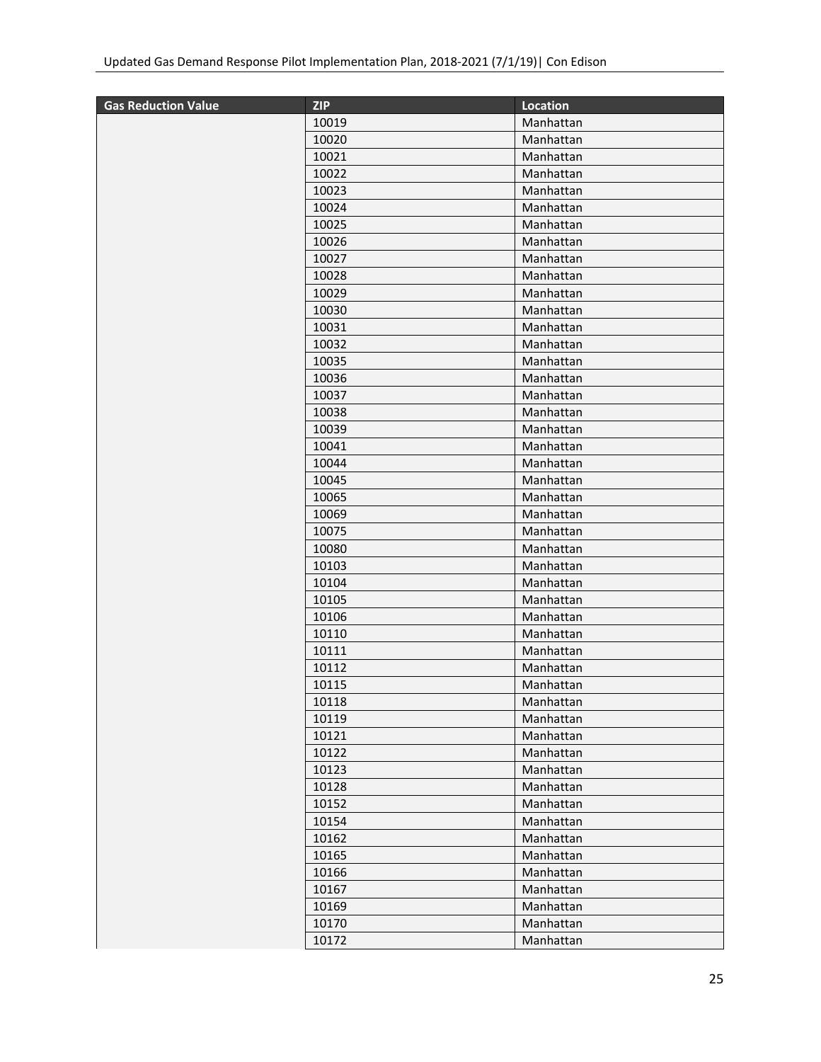| Gas Reduction Value | ZIP | Location |
| --- | --- | --- |
| | 10019 | Manhattan |
| | 10020 | Manhattan |
| | 10021 | Manhattan |
| | 10022 | Manhattan |
| | 10023 | Manhattan |
| | 10024 | Manhattan |
| | 10025 | Manhattan |
| | 10026 | Manhattan |
| | 10027 | Manhattan |
| | 10028 | Manhattan |
| | 10029 | Manhattan |
| | 10030 | Manhattan |
| | 10031 | Manhattan |
| | 10032 | Manhattan |
| | 10035 | Manhattan |
| | 10036 | Manhattan |
| | 10037 | Manhattan |
| | 10038 | Manhattan |
| | 10039 | Manhattan |
| | 10041 | Manhattan |
| | 10044 | Manhattan |
| | 10045 | Manhattan |
| | 10065 | Manhattan |
| | 10069 | Manhattan |
| | 10075 | Manhattan |
| | 10080 | Manhattan |
| | 10103 | Manhattan |
| | 10104 | Manhattan |
| | 10105 | Manhattan |
| | 10106 | Manhattan |
| | 10110 | Manhattan |
| | 10111 | Manhattan |
| | 10112 | Manhattan |
| | 10115 | Manhattan |
| | 10118 | Manhattan |
| | 10119 | Manhattan |
| | 10121 | Manhattan |
| | 10122 | Manhattan |
| | 10123 | Manhattan |
| | 10128 | Manhattan |
| | 10152 | Manhattan |
| | 10154 | Manhattan |
| | 10162 | Manhattan |
| | 10165 | Manhattan |
| | 10166 | Manhattan |
| | 10167 | Manhattan |
| | 10169 | Manhattan |
| | 10170 | Manhattan |
| | 10172 | Manhattan |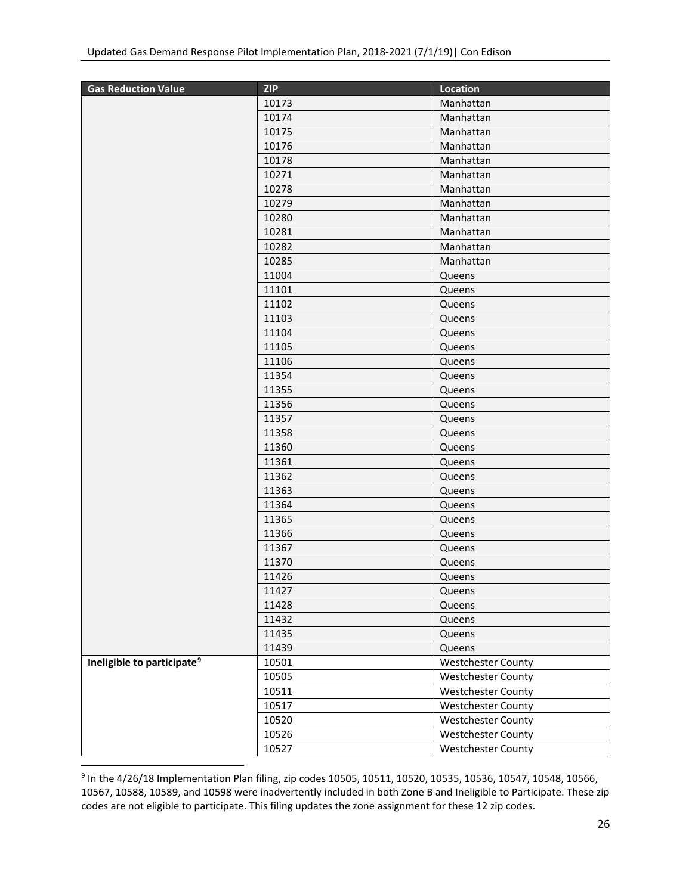| Gas Reduction Value | ZIP | Location |
| --- | --- | --- |
| | 10173 | Manhattan |
| | 10174 | Manhattan |
| | 10175 | Manhattan |
| | 10176 | Manhattan |
| | 10178 | Manhattan |
| | 10271 | Manhattan |
| | 10278 | Manhattan |
| | 10279 | Manhattan |
| | 10280 | Manhattan |
| | 10281 | Manhattan |
| | 10282 | Manhattan |
| | 10285 | Manhattan |
| | 11004 | Queens |
| | 11101 | Queens |
| | 11102 | Queens |
| | 11103 | Queens |
| | 11104 | Queens |
| | 11105 | Queens |
| | 11106 | Queens |
| | 11354 | Queens |
| | 11355 | Queens |
| | 11356 | Queens |
| | 11357 | Queens |
| | 11358 | Queens |
| | 11360 | Queens |
| | 11361 | Queens |
| | 11362 | Queens |
| | 11363 | Queens |
| | 11364 | Queens |
| | 11365 | Queens |
| | 11366 | Queens |
| | 11367 | Queens |
| | 11370 | Queens |
| | 11426 | Queens |
| | 11427 | Queens |
| | 11428 | Queens |
| | 11432 | Queens |
| | 11435 | Queens |
| | 11439 | Queens |
| **Ineligible to participate**[9] | 10501 | Westchester County |
| | 10505 | Westchester County |
| | 10511 | Westchester County |
| | 10517 | Westchester County |
| | 10520 | Westchester County |
| | 10526 | Westchester County |
| | 10527 | Westchester County |

[9] In the 4/26/18 Implementation Plan filing, zip codes 10505, 10511, 10520, 10535, 10536, 10547, 10548, 10566, 10567, 10588, 10589, and 10598 were inadvertently included in both Zone B and Ineligible to Participate. These zip codes are not eligible to participate. This filing updates the zone assignment for these 12 zip codes.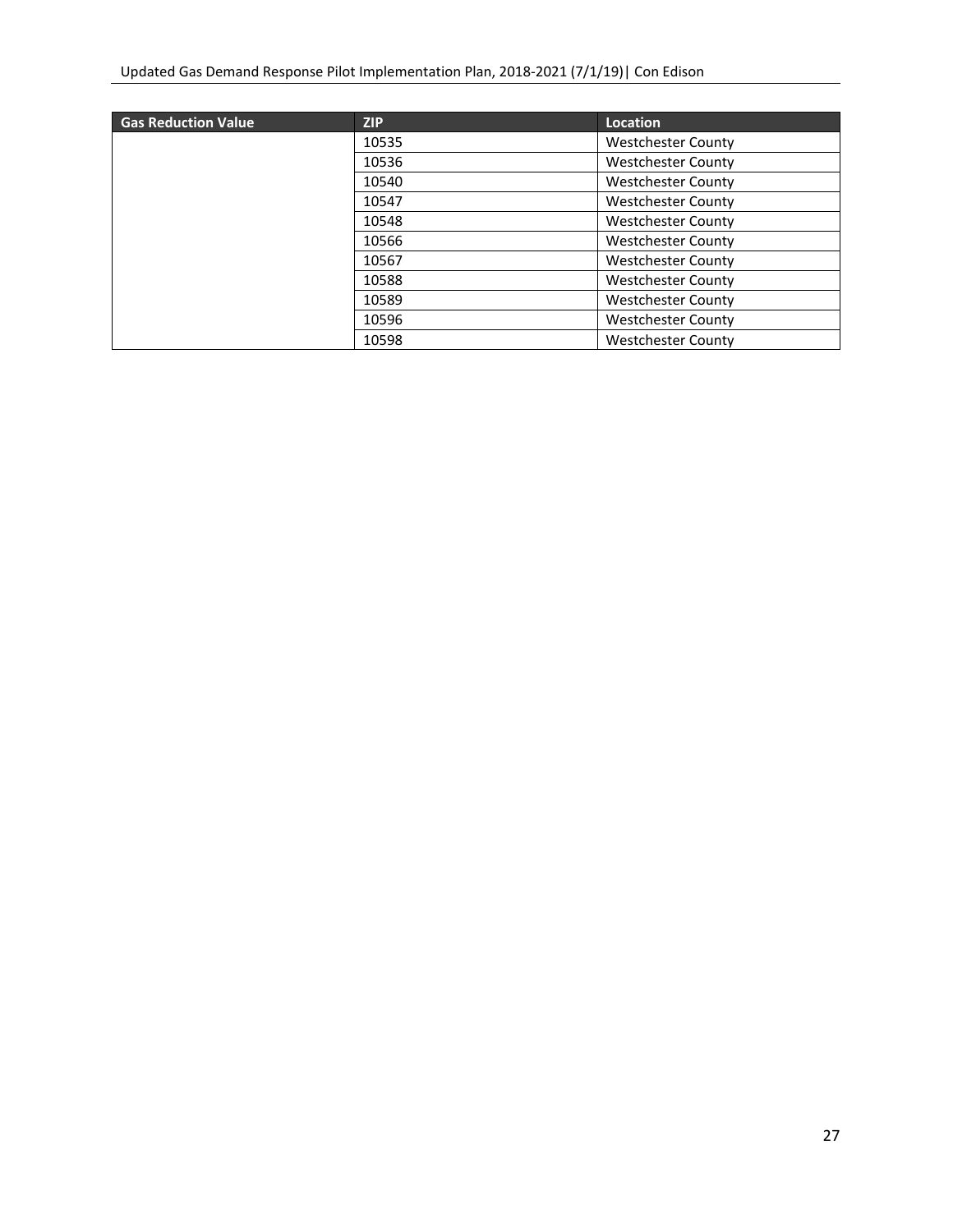| Gas Reduction Value | ZIP | Location |
|---|---|---|
| | 10535 | Westchester County |
| | 10536 | Westchester County |
| | 10540 | Westchester County |
| | 10547 | Westchester County |
| | 10548 | Westchester County |
| | 10566 | Westchester County |
| | 10567 | Westchester County |
| | 10588 | Westchester County |
| | 10589 | Westchester County |
| | 10596 | Westchester County |
| | 10598 | Westchester County |